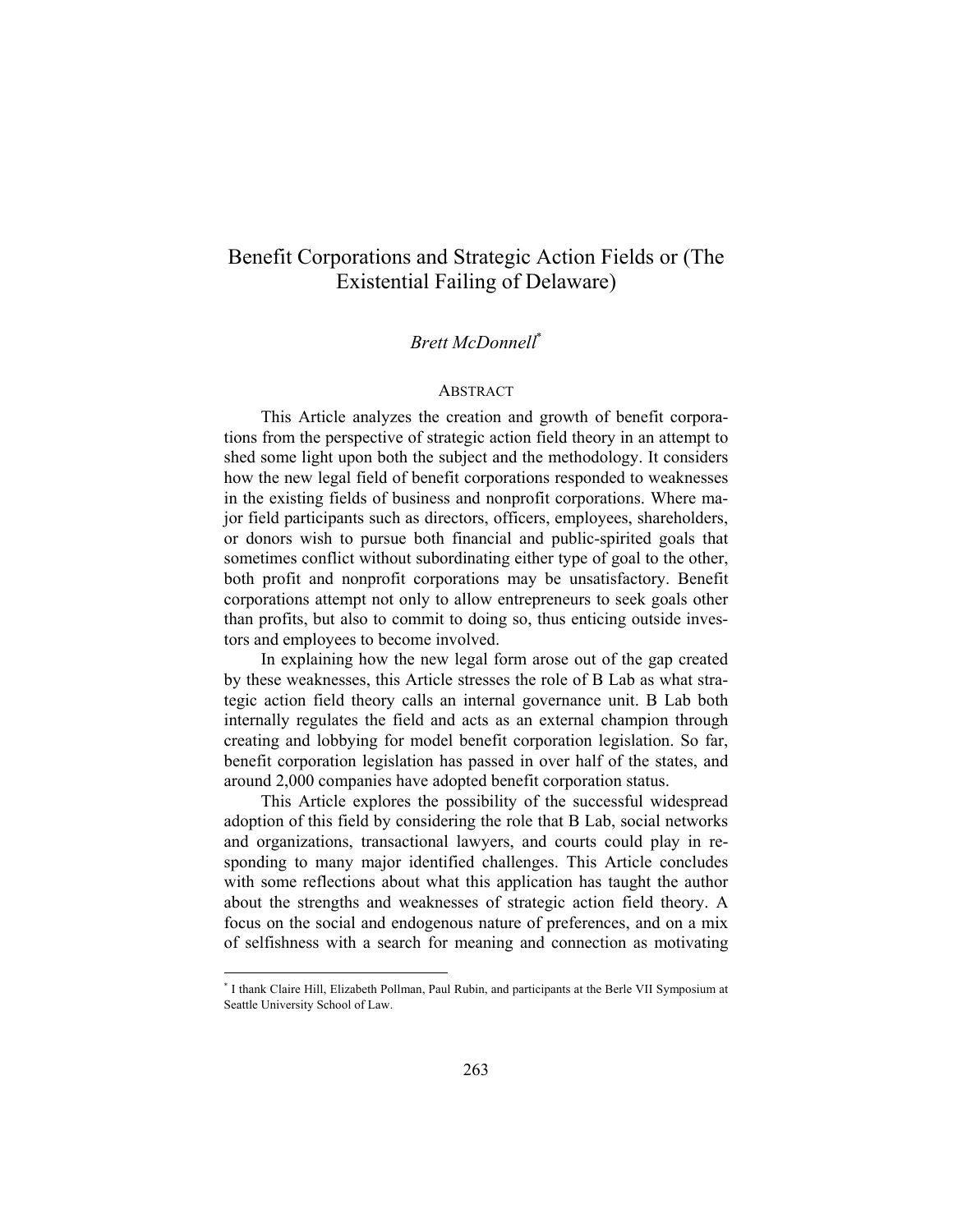# Benefit Corporations and Strategic Action Fields or (The Existential Failing of Delaware)

*Brett McDonnell*[*]

## ABSTRACT

This Article analyzes the creation and growth of benefit corporations from the perspective of strategic action field theory in an attempt to shed some light upon both the subject and the methodology. It considers how the new legal field of benefit corporations responded to weaknesses in the existing fields of business and nonprofit corporations. Where major field participants such as directors, officers, employees, shareholders, or donors wish to pursue both financial and public-spirited goals that sometimes conflict without subordinating either type of goal to the other, both profit and nonprofit corporations may be unsatisfactory. Benefit corporations attempt not only to allow entrepreneurs to seek goals other than profits, but also to commit to doing so, thus enticing outside investors and employees to become involved.

In explaining how the new legal form arose out of the gap created by these weaknesses, this Article stresses the role of B Lab as what strategic action field theory calls an internal governance unit. B Lab both internally regulates the field and acts as an external champion through creating and lobbying for model benefit corporation legislation. So far, benefit corporation legislation has passed in over half of the states, and around 2,000 companies have adopted benefit corporation status.

This Article explores the possibility of the successful widespread adoption of this field by considering the role that B Lab, social networks and organizations, transactional lawyers, and courts could play in responding to many major identified challenges. This Article concludes with some reflections about what this application has taught the author about the strengths and weaknesses of strategic action field theory. A focus on the social and endogenous nature of preferences, and on a mix of selfishness with a search for meaning and connection as motivating

---

[*] I thank Claire Hill, Elizabeth Pollman, Paul Rubin, and participants at the Berle VII Symposium at Seattle University School of Law.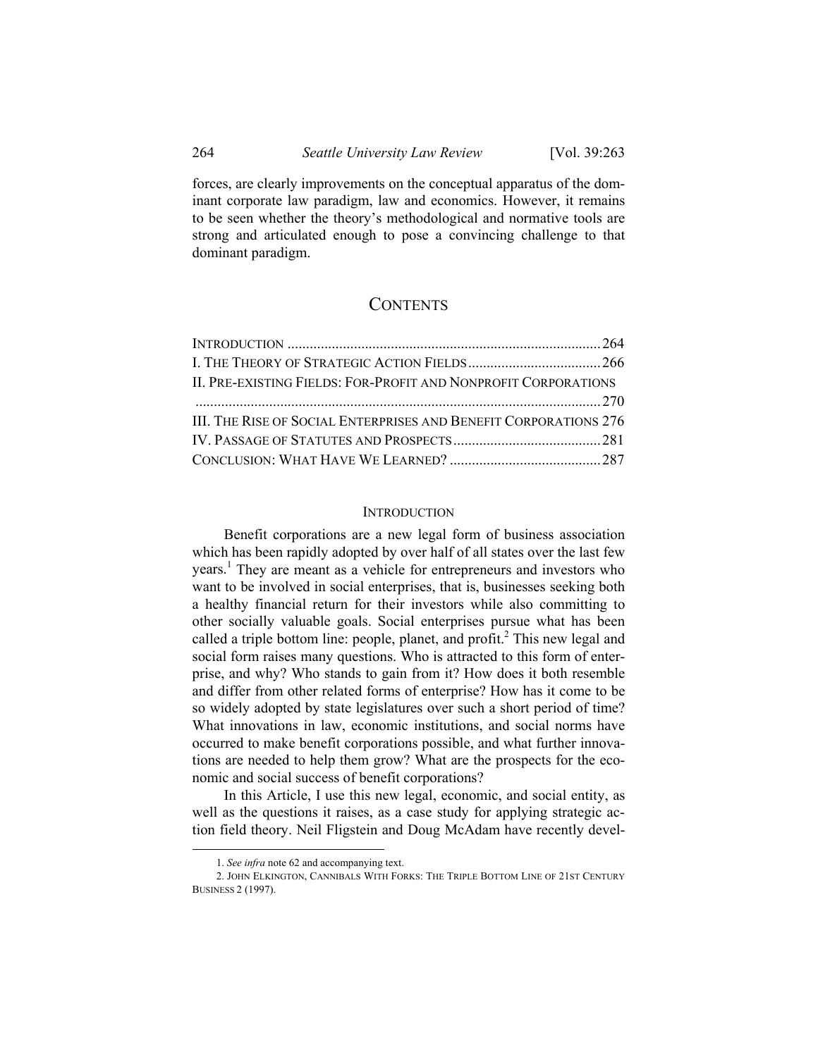forces, are clearly improvements on the conceptual apparatus of the dominant corporate law paradigm, law and economics. However, it remains to be seen whether the theory's methodological and normative tools are strong and articulated enough to pose a convincing challenge to that dominant paradigm.

## CONTENTS

INTRODUCTION .................................................................................... 264
I. THE THEORY OF STRATEGIC ACTION FIELDS .................................... 266
II. PRE-EXISTING FIELDS: FOR-PROFIT AND NONPROFIT CORPORATIONS ............................................................................................................. 270
III. THE RISE OF SOCIAL ENTERPRISES AND BENEFIT CORPORATIONS 276
IV. PASSAGE OF STATUTES AND PROSPECTS ........................................ 281
CONCLUSION: WHAT HAVE WE LEARNED? ......................................... 287

## INTRODUCTION

Benefit corporations are a new legal form of business association which has been rapidly adopted by over half of all states over the last few years.[1] They are meant as a vehicle for entrepreneurs and investors who want to be involved in social enterprises, that is, businesses seeking both a healthy financial return for their investors while also committing to other socially valuable goals. Social enterprises pursue what has been called a triple bottom line: people, planet, and profit.[2] This new legal and social form raises many questions. Who is attracted to this form of enterprise, and why? Who stands to gain from it? How does it both resemble and differ from other related forms of enterprise? How has it come to be so widely adopted by state legislatures over such a short period of time? What innovations in law, economic institutions, and social norms have occurred to make benefit corporations possible, and what further innovations are needed to help them grow? What are the prospects for the economic and social success of benefit corporations?

In this Article, I use this new legal, economic, and social entity, as well as the questions it raises, as a case study for applying strategic action field theory. Neil Fligstein and Doug McAdam have recently devel-

---

1. *See infra* note 62 and accompanying text.

2. JOHN ELKINGTON, CANNIBALS WITH FORKS: THE TRIPLE BOTTOM LINE OF 21ST CENTURY BUSINESS 2 (1997).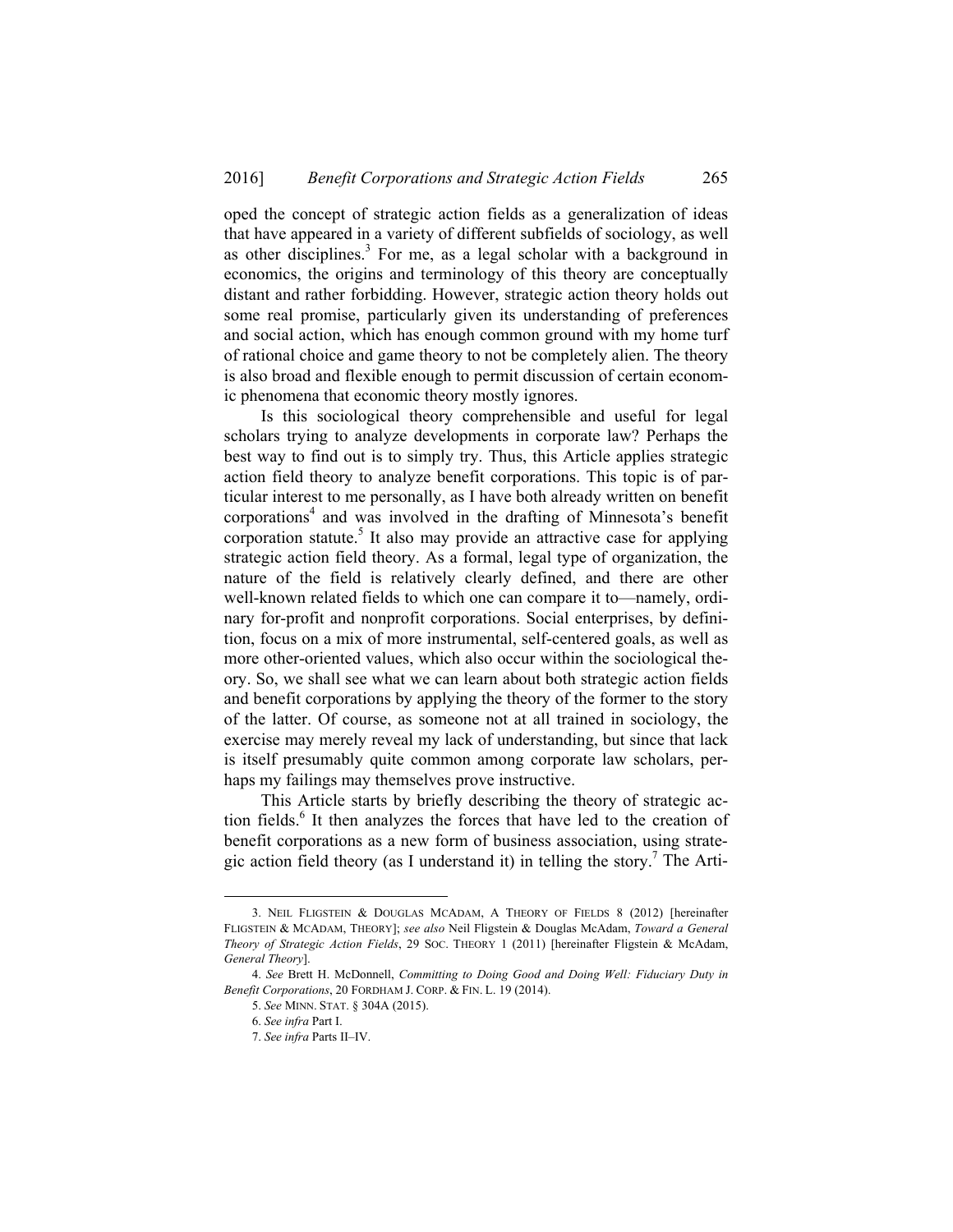oped the concept of strategic action fields as a generalization of ideas that have appeared in a variety of different subfields of sociology, as well as other disciplines.[3] For me, as a legal scholar with a background in economics, the origins and terminology of this theory are conceptually distant and rather forbidding. However, strategic action theory holds out some real promise, particularly given its understanding of preferences and social action, which has enough common ground with my home turf of rational choice and game theory to not be completely alien. The theory is also broad and flexible enough to permit discussion of certain economic phenomena that economic theory mostly ignores.

Is this sociological theory comprehensible and useful for legal scholars trying to analyze developments in corporate law? Perhaps the best way to find out is to simply try. Thus, this Article applies strategic action field theory to analyze benefit corporations. This topic is of particular interest to me personally, as I have both already written on benefit corporations[4] and was involved in the drafting of Minnesota's benefit corporation statute.[5] It also may provide an attractive case for applying strategic action field theory. As a formal, legal type of organization, the nature of the field is relatively clearly defined, and there are other well-known related fields to which one can compare it to—namely, ordinary for-profit and nonprofit corporations. Social enterprises, by definition, focus on a mix of more instrumental, self-centered goals, as well as more other-oriented values, which also occur within the sociological theory. So, we shall see what we can learn about both strategic action fields and benefit corporations by applying the theory of the former to the story of the latter. Of course, as someone not at all trained in sociology, the exercise may merely reveal my lack of understanding, but since that lack is itself presumably quite common among corporate law scholars, perhaps my failings may themselves prove instructive.

This Article starts by briefly describing the theory of strategic action fields.[6] It then analyzes the forces that have led to the creation of benefit corporations as a new form of business association, using strategic action field theory (as I understand it) in telling the story.[7] The Arti-

---

3. NEIL FLIGSTEIN & DOUGLAS MCADAM, A THEORY OF FIELDS 8 (2012) [hereinafter FLIGSTEIN & MCADAM, THEORY]; *see also* Neil Fligstein & Douglas McAdam, *Toward a General Theory of Strategic Action Fields*, 29 SOC. THEORY 1 (2011) [hereinafter Fligstein & McAdam, *General Theory*].

4. *See* Brett H. McDonnell, *Committing to Doing Good and Doing Well: Fiduciary Duty in Benefit Corporations*, 20 FORDHAM J. CORP. & FIN. L. 19 (2014).

5. *See* MINN. STAT. § 304A (2015).

6. *See infra* Part I.

7. *See infra* Parts II–IV.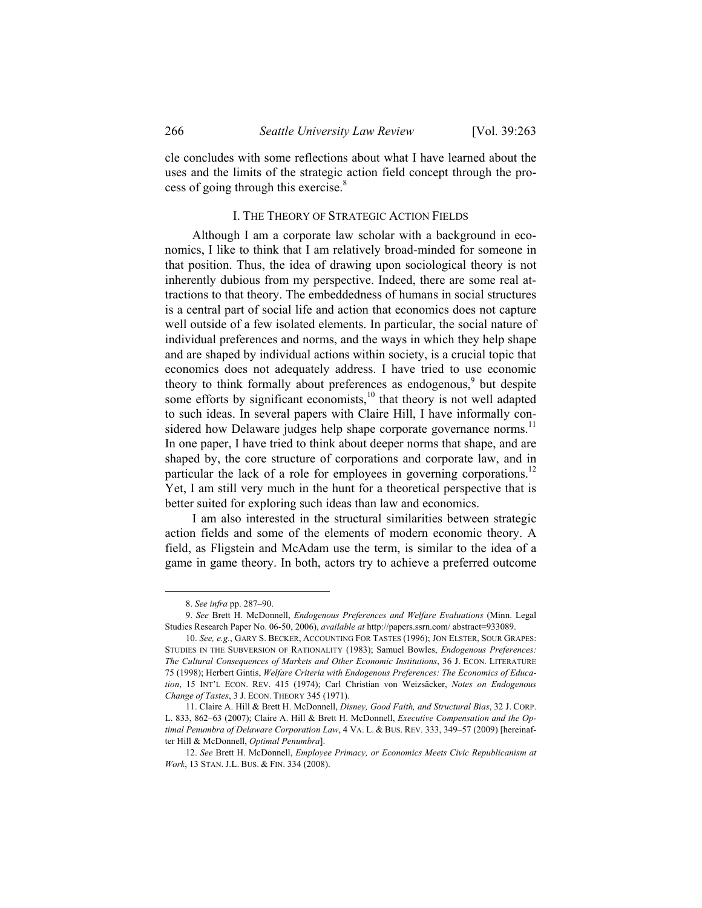cle concludes with some reflections about what I have learned about the uses and the limits of the strategic action field concept through the process of going through this exercise.[8]

## I. THE THEORY OF STRATEGIC ACTION FIELDS

Although I am a corporate law scholar with a background in economics, I like to think that I am relatively broad-minded for someone in that position. Thus, the idea of drawing upon sociological theory is not inherently dubious from my perspective. Indeed, there are some real attractions to that theory. The embeddedness of humans in social structures is a central part of social life and action that economics does not capture well outside of a few isolated elements. In particular, the social nature of individual preferences and norms, and the ways in which they help shape and are shaped by individual actions within society, is a crucial topic that economics does not adequately address. I have tried to use economic theory to think formally about preferences as endogenous,[9] but despite some efforts by significant economists,[10] that theory is not well adapted to such ideas. In several papers with Claire Hill, I have informally considered how Delaware judges help shape corporate governance norms.[11] In one paper, I have tried to think about deeper norms that shape, and are shaped by, the core structure of corporations and corporate law, and in particular the lack of a role for employees in governing corporations.[12] Yet, I am still very much in the hunt for a theoretical perspective that is better suited for exploring such ideas than law and economics.

I am also interested in the structural similarities between strategic action fields and some of the elements of modern economic theory. A field, as Fligstein and McAdam use the term, is similar to the idea of a game in game theory. In both, actors try to achieve a preferred outcome

---

8. *See infra* pp. 287–90.

9. *See* Brett H. McDonnell, *Endogenous Preferences and Welfare Evaluations* (Minn. Legal Studies Research Paper No. 06-50, 2006), *available at* http://papers.ssrn.com/ abstract=933089.

10. *See, e.g.*, GARY S. BECKER, ACCOUNTING FOR TASTES (1996); JON ELSTER, SOUR GRAPES: STUDIES IN THE SUBVERSION OF RATIONALITY (1983); Samuel Bowles, *Endogenous Preferences: The Cultural Consequences of Markets and Other Economic Institutions*, 36 J. ECON. LITERATURE 75 (1998); Herbert Gintis, *Welfare Criteria with Endogenous Preferences: The Economics of Education*, 15 INT'L ECON. REV. 415 (1974); Carl Christian von Weizsäcker, *Notes on Endogenous Change of Tastes*, 3 J. ECON. THEORY 345 (1971).

11. Claire A. Hill & Brett H. McDonnell, *Disney, Good Faith, and Structural Bias*, 32 J. CORP. L. 833, 862–63 (2007); Claire A. Hill & Brett H. McDonnell, *Executive Compensation and the Optimal Penumbra of Delaware Corporation Law*, 4 VA. L. & BUS. REV. 333, 349–57 (2009) [hereinafter Hill & McDonnell, *Optimal Penumbra*].

12. *See* Brett H. McDonnell, *Employee Primacy, or Economics Meets Civic Republicanism at Work*, 13 STAN. J.L. BUS. & FIN. 334 (2008).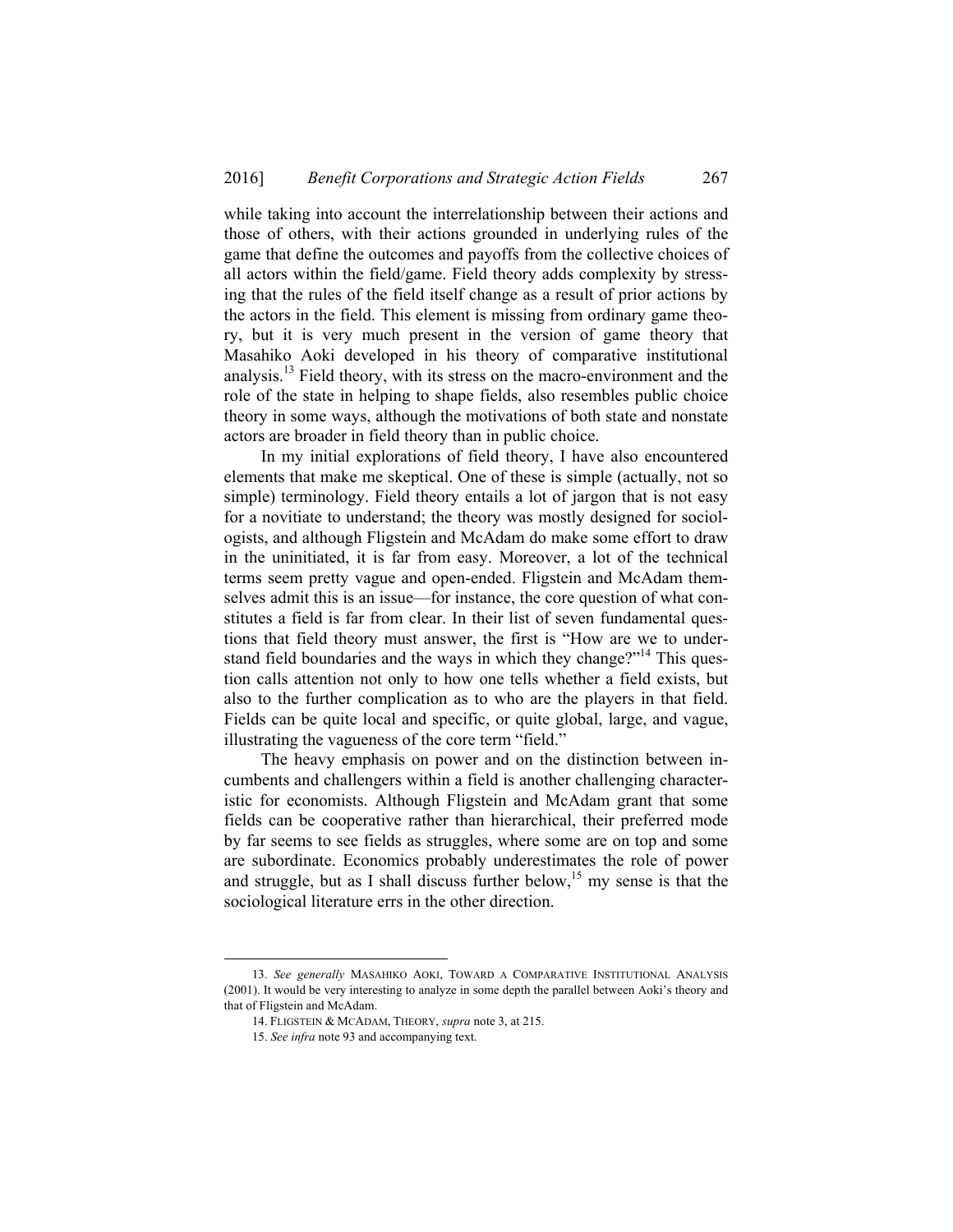while taking into account the interrelationship between their actions and those of others, with their actions grounded in underlying rules of the game that define the outcomes and payoffs from the collective choices of all actors within the field/game. Field theory adds complexity by stressing that the rules of the field itself change as a result of prior actions by the actors in the field. This element is missing from ordinary game theory, but it is very much present in the version of game theory that Masahiko Aoki developed in his theory of comparative institutional analysis.[13] Field theory, with its stress on the macro-environment and the role of the state in helping to shape fields, also resembles public choice theory in some ways, although the motivations of both state and nonstate actors are broader in field theory than in public choice.

In my initial explorations of field theory, I have also encountered elements that make me skeptical. One of these is simple (actually, not so simple) terminology. Field theory entails a lot of jargon that is not easy for a novitiate to understand; the theory was mostly designed for sociologists, and although Fligstein and McAdam do make some effort to draw in the uninitiated, it is far from easy. Moreover, a lot of the technical terms seem pretty vague and open-ended. Fligstein and McAdam themselves admit this is an issue—for instance, the core question of what constitutes a field is far from clear. In their list of seven fundamental questions that field theory must answer, the first is "How are we to understand field boundaries and the ways in which they change?"[14] This question calls attention not only to how one tells whether a field exists, but also to the further complication as to who are the players in that field. Fields can be quite local and specific, or quite global, large, and vague, illustrating the vagueness of the core term "field."

The heavy emphasis on power and on the distinction between incumbents and challengers within a field is another challenging characteristic for economists. Although Fligstein and McAdam grant that some fields can be cooperative rather than hierarchical, their preferred mode by far seems to see fields as struggles, where some are on top and some are subordinate. Economics probably underestimates the role of power and struggle, but as I shall discuss further below,[15] my sense is that the sociological literature errs in the other direction.

---

13. *See generally* MASAHIKO AOKI, TOWARD A COMPARATIVE INSTITUTIONAL ANALYSIS (2001). It would be very interesting to analyze in some depth the parallel between Aoki's theory and that of Fligstein and McAdam.

14. FLIGSTEIN & MCADAM, THEORY, *supra* note 3, at 215.

15. *See infra* note 93 and accompanying text.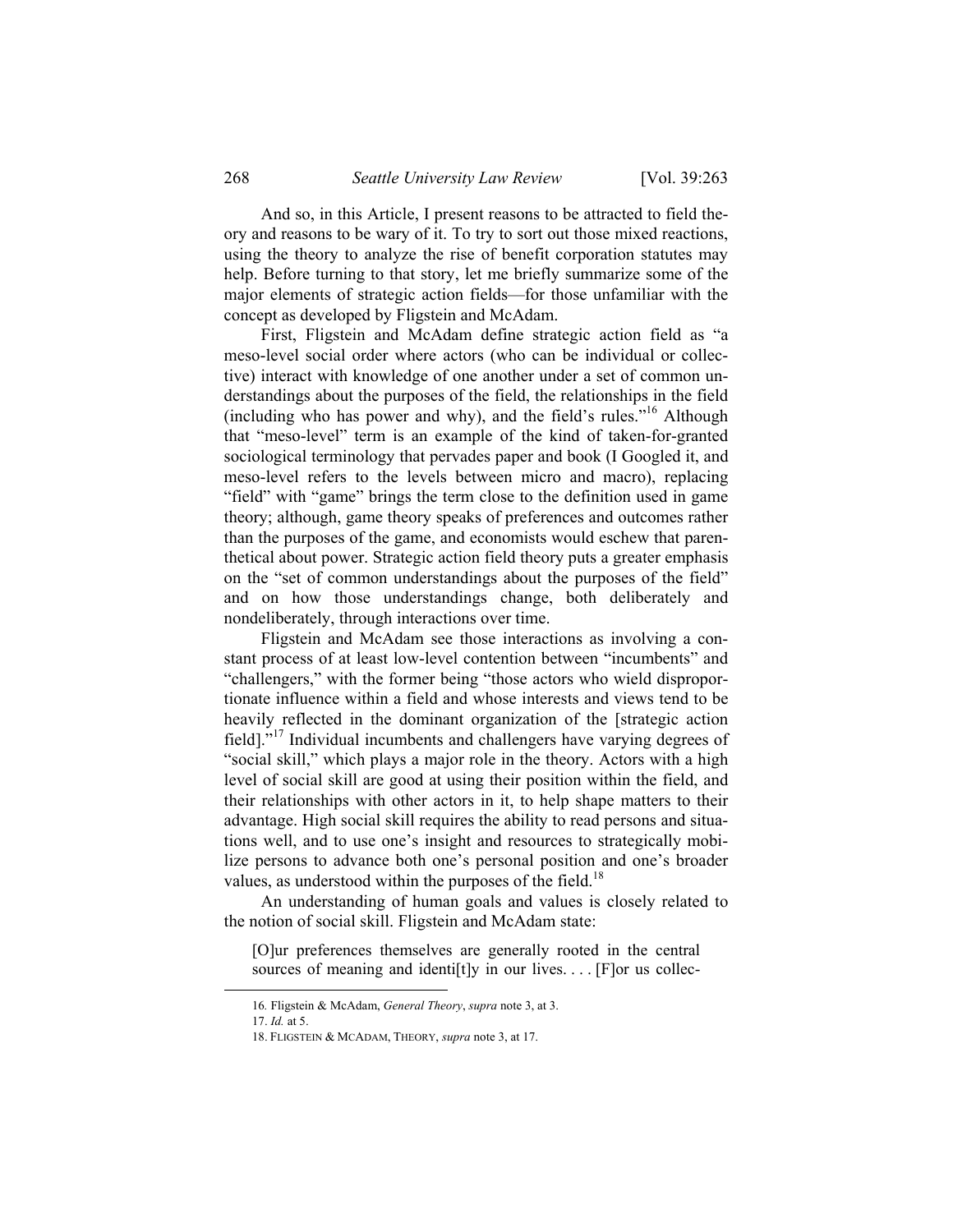And so, in this Article, I present reasons to be attracted to field theory and reasons to be wary of it. To try to sort out those mixed reactions, using the theory to analyze the rise of benefit corporation statutes may help. Before turning to that story, let me briefly summarize some of the major elements of strategic action fields—for those unfamiliar with the concept as developed by Fligstein and McAdam.

First, Fligstein and McAdam define strategic action field as "a meso-level social order where actors (who can be individual or collective) interact with knowledge of one another under a set of common understandings about the purposes of the field, the relationships in the field (including who has power and why), and the field's rules."[16] Although that "meso-level" term is an example of the kind of taken-for-granted sociological terminology that pervades paper and book (I Googled it, and meso-level refers to the levels between micro and macro), replacing "field" with "game" brings the term close to the definition used in game theory; although, game theory speaks of preferences and outcomes rather than the purposes of the game, and economists would eschew that parenthetical about power. Strategic action field theory puts a greater emphasis on the "set of common understandings about the purposes of the field" and on how those understandings change, both deliberately and nondeliberately, through interactions over time.

Fligstein and McAdam see those interactions as involving a constant process of at least low-level contention between "incumbents" and "challengers," with the former being "those actors who wield disproportionate influence within a field and whose interests and views tend to be heavily reflected in the dominant organization of the [strategic action field]."[17] Individual incumbents and challengers have varying degrees of "social skill," which plays a major role in the theory. Actors with a high level of social skill are good at using their position within the field, and their relationships with other actors in it, to help shape matters to their advantage. High social skill requires the ability to read persons and situations well, and to use one's insight and resources to strategically mobilize persons to advance both one's personal position and one's broader values, as understood within the purposes of the field.[18]

An understanding of human goals and values is closely related to the notion of social skill. Fligstein and McAdam state:

> [O]ur preferences themselves are generally rooted in the central sources of meaning and identi[t]y in our lives. . . . [F]or us collec-

---

16. Fligstein & McAdam, *General Theory*, *supra* note 3, at 3.

17. *Id.* at 5.

18. FLIGSTEIN & MCADAM, THEORY, *supra* note 3, at 17.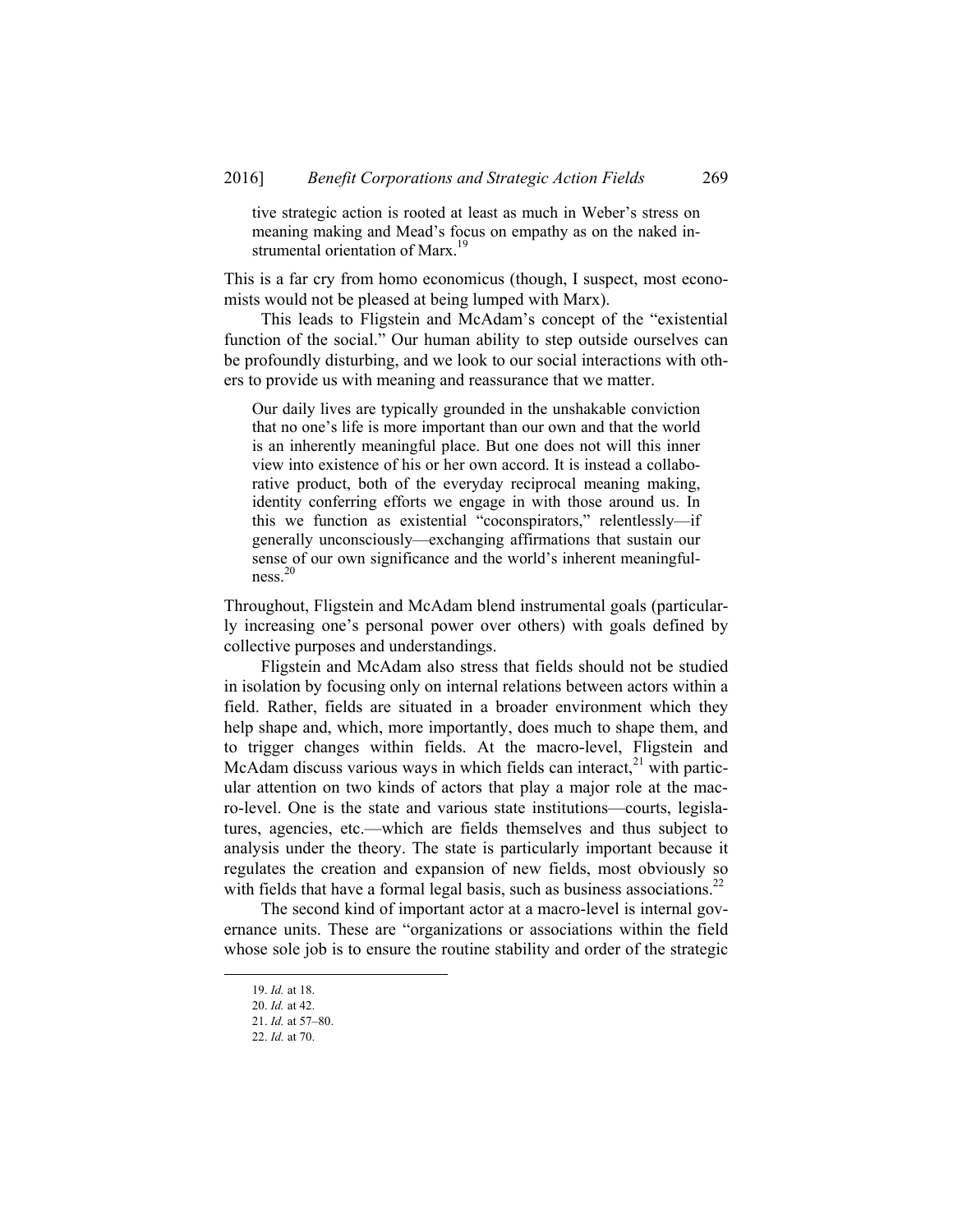> tive strategic action is rooted at least as much in Weber's stress on meaning making and Mead's focus on empathy as on the naked instrumental orientation of Marx.[19]

This is a far cry from homo economicus (though, I suspect, most economists would not be pleased at being lumped with Marx).

This leads to Fligstein and McAdam's concept of the "existential function of the social." Our human ability to step outside ourselves can be profoundly disturbing, and we look to our social interactions with others to provide us with meaning and reassurance that we matter.

> Our daily lives are typically grounded in the unshakable conviction that no one's life is more important than our own and that the world is an inherently meaningful place. But one does not will this inner view into existence of his or her own accord. It is instead a collaborative product, both of the everyday reciprocal meaning making, identity conferring efforts we engage in with those around us. In this we function as existential "coconspirators," relentlessly—if generally unconsciously—exchanging affirmations that sustain our sense of our own significance and the world's inherent meaningfulness.[20]

Throughout, Fligstein and McAdam blend instrumental goals (particularly increasing one's personal power over others) with goals defined by collective purposes and understandings.

Fligstein and McAdam also stress that fields should not be studied in isolation by focusing only on internal relations between actors within a field. Rather, fields are situated in a broader environment which they help shape and, which, more importantly, does much to shape them, and to trigger changes within fields. At the macro-level, Fligstein and McAdam discuss various ways in which fields can interact,[21] with particular attention on two kinds of actors that play a major role at the macro-level. One is the state and various state institutions—courts, legislatures, agencies, etc.—which are fields themselves and thus subject to analysis under the theory. The state is particularly important because it regulates the creation and expansion of new fields, most obviously so with fields that have a formal legal basis, such as business associations.[22]

The second kind of important actor at a macro-level is internal governance units. These are "organizations or associations within the field whose sole job is to ensure the routine stability and order of the strategic

---

19. *Id.* at 18.

20. *Id.* at 42.

21. *Id.* at 57–80.

22. *Id.* at 70.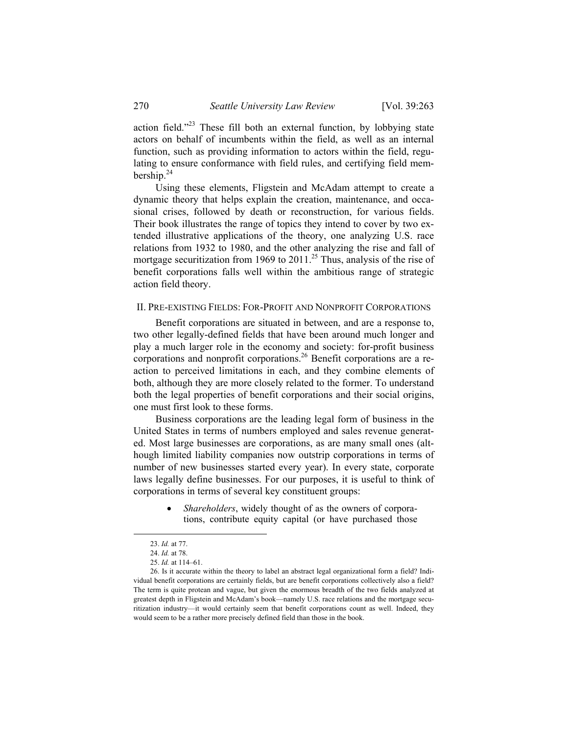action field."[23] These fill both an external function, by lobbying state actors on behalf of incumbents within the field, as well as an internal function, such as providing information to actors within the field, regulating to ensure conformance with field rules, and certifying field membership.[24]

Using these elements, Fligstein and McAdam attempt to create a dynamic theory that helps explain the creation, maintenance, and occasional crises, followed by death or reconstruction, for various fields. Their book illustrates the range of topics they intend to cover by two extended illustrative applications of the theory, one analyzing U.S. race relations from 1932 to 1980, and the other analyzing the rise and fall of mortgage securitization from 1969 to 2011.[25] Thus, analysis of the rise of benefit corporations falls well within the ambitious range of strategic action field theory.

## II. Pre-existing Fields: For-Profit and Nonprofit Corporations

Benefit corporations are situated in between, and are a response to, two other legally-defined fields that have been around much longer and play a much larger role in the economy and society: for-profit business corporations and nonprofit corporations.[26] Benefit corporations are a reaction to perceived limitations in each, and they combine elements of both, although they are more closely related to the former. To understand both the legal properties of benefit corporations and their social origins, one must first look to these forms.

Business corporations are the leading legal form of business in the United States in terms of numbers employed and sales revenue generated. Most large businesses are corporations, as are many small ones (although limited liability companies now outstrip corporations in terms of number of new businesses started every year). In every state, corporate laws legally define businesses. For our purposes, it is useful to think of corporations in terms of several key constituent groups:

- *Shareholders*, widely thought of as the owners of corporations, contribute equity capital (or have purchased those

---

23. *Id.* at 77.

24. *Id.* at 78.

25. *Id.* at 114–61.

26. Is it accurate within the theory to label an abstract legal organizational form a field? Individual benefit corporations are certainly fields, but are benefit corporations collectively also a field? The term is quite protean and vague, but given the enormous breadth of the two fields analyzed at greatest depth in Fligstein and McAdam's book—namely U.S. race relations and the mortgage securitization industry—it would certainly seem that benefit corporations count as well. Indeed, they would seem to be a rather more precisely defined field than those in the book.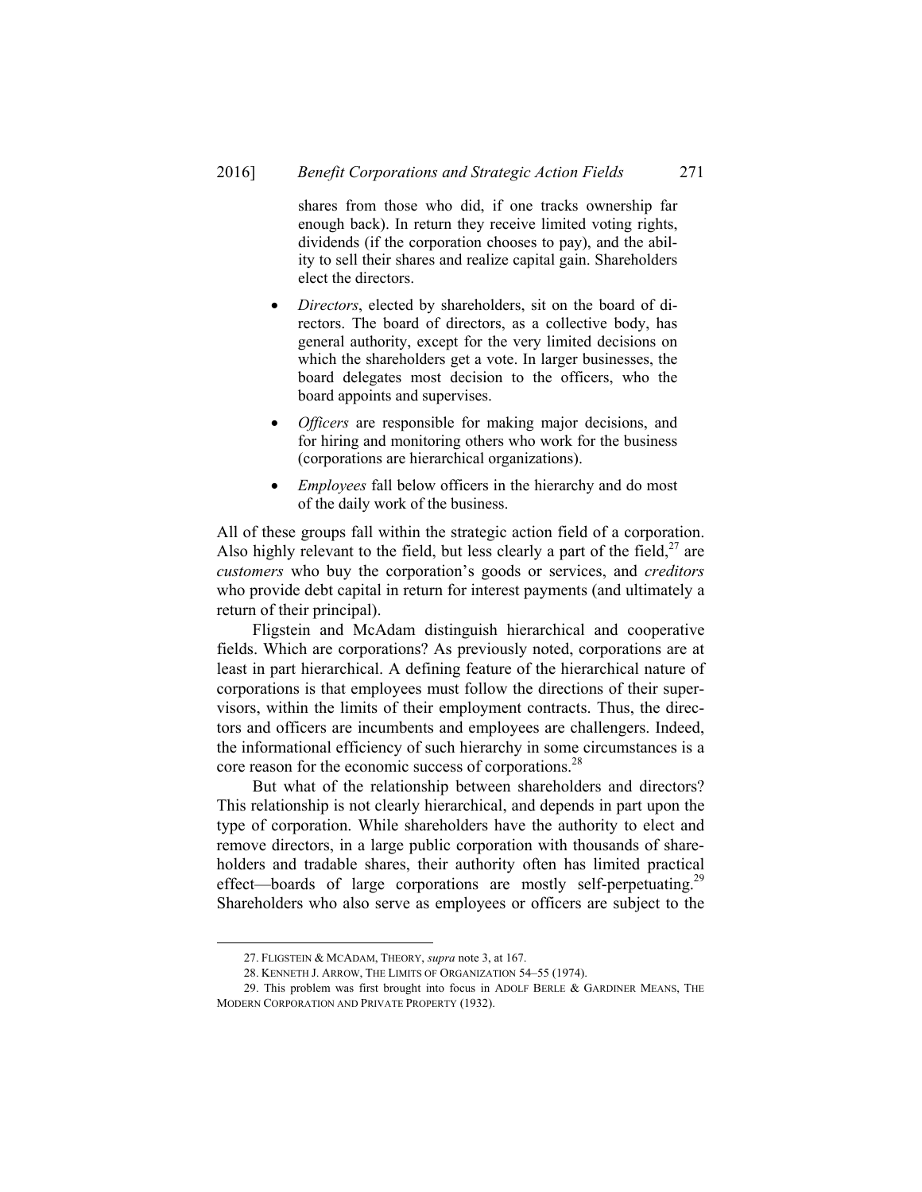shares from those who did, if one tracks ownership far enough back). In return they receive limited voting rights, dividends (if the corporation chooses to pay), and the ability to sell their shares and realize capital gain. Shareholders elect the directors.

- *Directors*, elected by shareholders, sit on the board of directors. The board of directors, as a collective body, has general authority, except for the very limited decisions on which the shareholders get a vote. In larger businesses, the board delegates most decision to the officers, who the board appoints and supervises.

- *Officers* are responsible for making major decisions, and for hiring and monitoring others who work for the business (corporations are hierarchical organizations).

- *Employees* fall below officers in the hierarchy and do most of the daily work of the business.

All of these groups fall within the strategic action field of a corporation. Also highly relevant to the field, but less clearly a part of the field,[27] are *customers* who buy the corporation's goods or services, and *creditors* who provide debt capital in return for interest payments (and ultimately a return of their principal).

Fligstein and McAdam distinguish hierarchical and cooperative fields. Which are corporations? As previously noted, corporations are at least in part hierarchical. A defining feature of the hierarchical nature of corporations is that employees must follow the directions of their supervisors, within the limits of their employment contracts. Thus, the directors and officers are incumbents and employees are challengers. Indeed, the informational efficiency of such hierarchy in some circumstances is a core reason for the economic success of corporations.[28]

But what of the relationship between shareholders and directors? This relationship is not clearly hierarchical, and depends in part upon the type of corporation. While shareholders have the authority to elect and remove directors, in a large public corporation with thousands of shareholders and tradable shares, their authority often has limited practical effect—boards of large corporations are mostly self-perpetuating.[29] Shareholders who also serve as employees or officers are subject to the

---

27. FLIGSTEIN & MCADAM, THEORY, *supra* note 3, at 167.

28. KENNETH J. ARROW, THE LIMITS OF ORGANIZATION 54–55 (1974).

29. This problem was first brought into focus in ADOLF BERLE & GARDINER MEANS, THE MODERN CORPORATION AND PRIVATE PROPERTY (1932).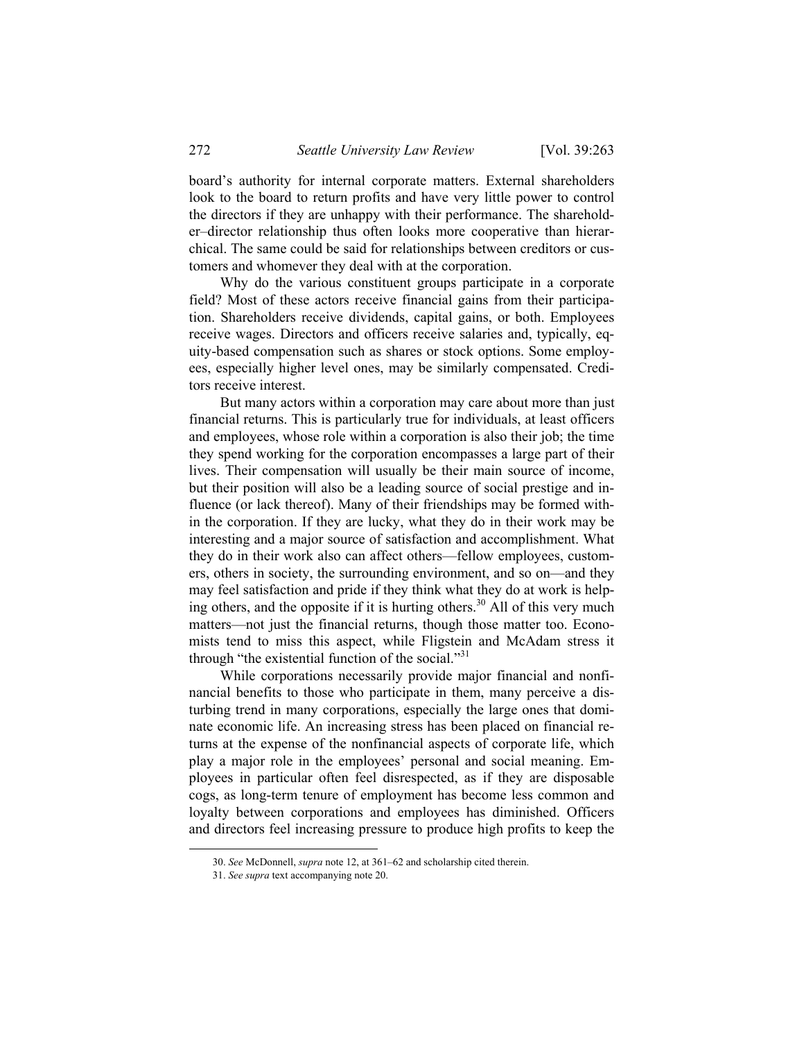board's authority for internal corporate matters. External shareholders look to the board to return profits and have very little power to control the directors if they are unhappy with their performance. The shareholder–director relationship thus often looks more cooperative than hierarchical. The same could be said for relationships between creditors or customers and whomever they deal with at the corporation.

Why do the various constituent groups participate in a corporate field? Most of these actors receive financial gains from their participation. Shareholders receive dividends, capital gains, or both. Employees receive wages. Directors and officers receive salaries and, typically, equity-based compensation such as shares or stock options. Some employees, especially higher level ones, may be similarly compensated. Creditors receive interest.

But many actors within a corporation may care about more than just financial returns. This is particularly true for individuals, at least officers and employees, whose role within a corporation is also their job; the time they spend working for the corporation encompasses a large part of their lives. Their compensation will usually be their main source of income, but their position will also be a leading source of social prestige and influence (or lack thereof). Many of their friendships may be formed within the corporation. If they are lucky, what they do in their work may be interesting and a major source of satisfaction and accomplishment. What they do in their work also can affect others—fellow employees, customers, others in society, the surrounding environment, and so on—and they may feel satisfaction and pride if they think what they do at work is helping others, and the opposite if it is hurting others.[30] All of this very much matters—not just the financial returns, though those matter too. Economists tend to miss this aspect, while Fligstein and McAdam stress it through "the existential function of the social."[31]

While corporations necessarily provide major financial and nonfinancial benefits to those who participate in them, many perceive a disturbing trend in many corporations, especially the large ones that dominate economic life. An increasing stress has been placed on financial returns at the expense of the nonfinancial aspects of corporate life, which play a major role in the employees' personal and social meaning. Employees in particular often feel disrespected, as if they are disposable cogs, as long-term tenure of employment has become less common and loyalty between corporations and employees has diminished. Officers and directors feel increasing pressure to produce high profits to keep the

---

30. *See* McDonnell, *supra* note 12, at 361–62 and scholarship cited therein.

31. *See supra* text accompanying note 20.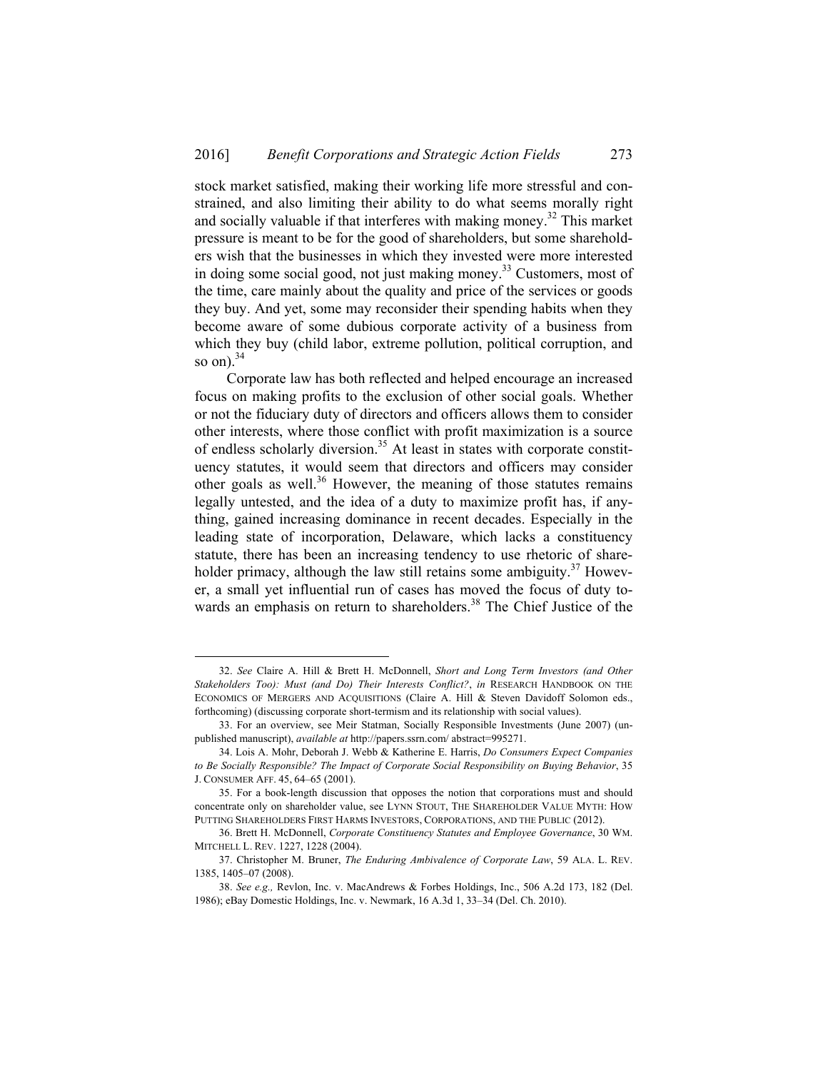stock market satisfied, making their working life more stressful and constrained, and also limiting their ability to do what seems morally right and socially valuable if that interferes with making money.[32] This market pressure is meant to be for the good of shareholders, but some shareholders wish that the businesses in which they invested were more interested in doing some social good, not just making money.[33] Customers, most of the time, care mainly about the quality and price of the services or goods they buy. And yet, some may reconsider their spending habits when they become aware of some dubious corporate activity of a business from which they buy (child labor, extreme pollution, political corruption, and so on).[34]

Corporate law has both reflected and helped encourage an increased focus on making profits to the exclusion of other social goals. Whether or not the fiduciary duty of directors and officers allows them to consider other interests, where those conflict with profit maximization is a source of endless scholarly diversion.[35] At least in states with corporate constituency statutes, it would seem that directors and officers may consider other goals as well.[36] However, the meaning of those statutes remains legally untested, and the idea of a duty to maximize profit has, if anything, gained increasing dominance in recent decades. Especially in the leading state of incorporation, Delaware, which lacks a constituency statute, there has been an increasing tendency to use rhetoric of shareholder primacy, although the law still retains some ambiguity.[37] However, a small yet influential run of cases has moved the focus of duty towards an emphasis on return to shareholders.[38] The Chief Justice of the

---

32. *See* Claire A. Hill & Brett H. McDonnell, *Short and Long Term Investors (and Other Stakeholders Too): Must (and Do) Their Interests Conflict?*, *in* RESEARCH HANDBOOK ON THE ECONOMICS OF MERGERS AND ACQUISITIONS (Claire A. Hill & Steven Davidoff Solomon eds., forthcoming) (discussing corporate short-termism and its relationship with social values).

33. For an overview, see Meir Statman, Socially Responsible Investments (June 2007) (unpublished manuscript), *available at* http://papers.ssrn.com/ abstract=995271.

34. Lois A. Mohr, Deborah J. Webb & Katherine E. Harris, *Do Consumers Expect Companies to Be Socially Responsible? The Impact of Corporate Social Responsibility on Buying Behavior*, 35 J. CONSUMER AFF. 45, 64–65 (2001).

35. For a book-length discussion that opposes the notion that corporations must and should concentrate only on shareholder value, see LYNN STOUT, THE SHAREHOLDER VALUE MYTH: HOW PUTTING SHAREHOLDERS FIRST HARMS INVESTORS, CORPORATIONS, AND THE PUBLIC (2012).

36. Brett H. McDonnell, *Corporate Constituency Statutes and Employee Governance*, 30 WM. MITCHELL L. REV. 1227, 1228 (2004).

37. Christopher M. Bruner, *The Enduring Ambivalence of Corporate Law*, 59 ALA. L. REV. 1385, 1405–07 (2008).

38. *See e.g.,* Revlon, Inc. v. MacAndrews & Forbes Holdings, Inc., 506 A.2d 173, 182 (Del. 1986); eBay Domestic Holdings, Inc. v. Newmark, 16 A.3d 1, 33–34 (Del. Ch. 2010).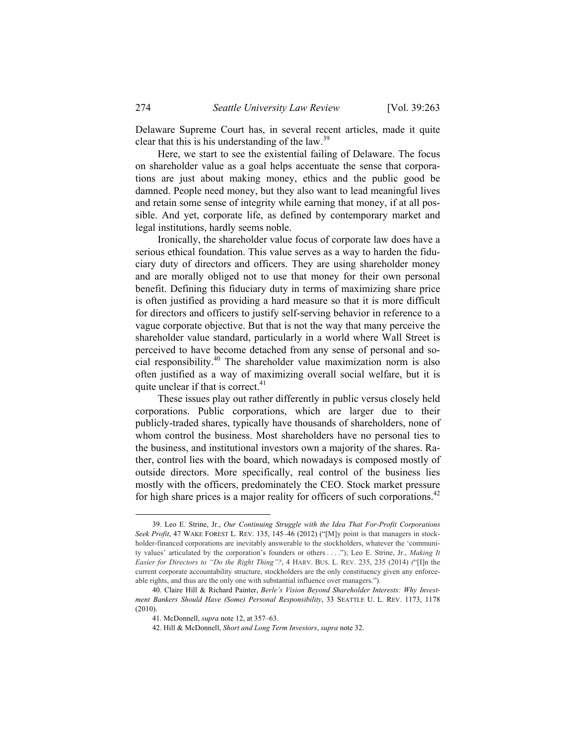Delaware Supreme Court has, in several recent articles, made it quite clear that this is his understanding of the law.[39]

Here, we start to see the existential failing of Delaware. The focus on shareholder value as a goal helps accentuate the sense that corporations are just about making money, ethics and the public good be damned. People need money, but they also want to lead meaningful lives and retain some sense of integrity while earning that money, if at all possible. And yet, corporate life, as defined by contemporary market and legal institutions, hardly seems noble.

Ironically, the shareholder value focus of corporate law does have a serious ethical foundation. This value serves as a way to harden the fiduciary duty of directors and officers. They are using shareholder money and are morally obliged not to use that money for their own personal benefit. Defining this fiduciary duty in terms of maximizing share price is often justified as providing a hard measure so that it is more difficult for directors and officers to justify self-serving behavior in reference to a vague corporate objective. But that is not the way that many perceive the shareholder value standard, particularly in a world where Wall Street is perceived to have become detached from any sense of personal and social responsibility.[40] The shareholder value maximization norm is also often justified as a way of maximizing overall social welfare, but it is quite unclear if that is correct.[41]

These issues play out rather differently in public versus closely held corporations. Public corporations, which are larger due to their publicly-traded shares, typically have thousands of shareholders, none of whom control the business. Most shareholders have no personal ties to the business, and institutional investors own a majority of the shares. Rather, control lies with the board, which nowadays is composed mostly of outside directors. More specifically, real control of the business lies mostly with the officers, predominately the CEO. Stock market pressure for high share prices is a major reality for officers of such corporations.[42]

---

39. Leo E. Strine, Jr., *Our Continuing Struggle with the Idea That For-Profit Corporations Seek Profit*, 47 WAKE FOREST L. REV. 135, 145–46 (2012) ("[M]y point is that managers in stockholder-financed corporations are inevitably answerable to the stockholders, whatever the 'community values' articulated by the corporation's founders or others . . . ."); Leo E. Strine, Jr., *Making It Easier for Directors to "Do the Right Thing"?*, 4 HARV. BUS. L. REV. 235, 235 (2014) ("[I]n the current corporate accountability structure, stockholders are the only constituency given any enforceable rights, and thus are the only one with substantial influence over managers.").

40. Claire Hill & Richard Painter, *Berle's Vision Beyond Shareholder Interests: Why Investment Bankers Should Have (Some) Personal Responsibility*, 33 SEATTLE U. L. REV. 1173, 1178 (2010).

41. McDonnell, *supra* note 12, at 357–63.

42. Hill & McDonnell, *Short and Long Term Investors*, *supra* note 32.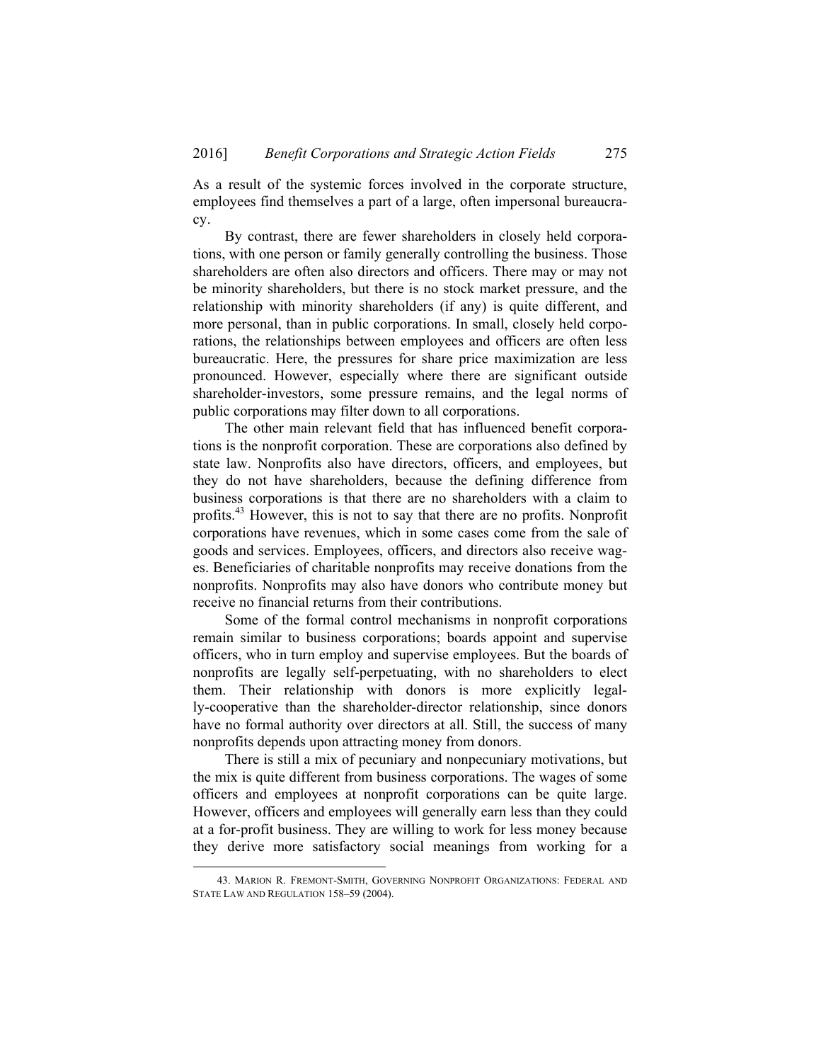As a result of the systemic forces involved in the corporate structure, employees find themselves a part of a large, often impersonal bureaucracy.

By contrast, there are fewer shareholders in closely held corporations, with one person or family generally controlling the business. Those shareholders are often also directors and officers. There may or may not be minority shareholders, but there is no stock market pressure, and the relationship with minority shareholders (if any) is quite different, and more personal, than in public corporations. In small, closely held corporations, the relationships between employees and officers are often less bureaucratic. Here, the pressures for share price maximization are less pronounced. However, especially where there are significant outside shareholder-investors, some pressure remains, and the legal norms of public corporations may filter down to all corporations.

The other main relevant field that has influenced benefit corporations is the nonprofit corporation. These are corporations also defined by state law. Nonprofits also have directors, officers, and employees, but they do not have shareholders, because the defining difference from business corporations is that there are no shareholders with a claim to profits.[43] However, this is not to say that there are no profits. Nonprofit corporations have revenues, which in some cases come from the sale of goods and services. Employees, officers, and directors also receive wages. Beneficiaries of charitable nonprofits may receive donations from the nonprofits. Nonprofits may also have donors who contribute money but receive no financial returns from their contributions.

Some of the formal control mechanisms in nonprofit corporations remain similar to business corporations; boards appoint and supervise officers, who in turn employ and supervise employees. But the boards of nonprofits are legally self-perpetuating, with no shareholders to elect them. Their relationship with donors is more explicitly legally-cooperative than the shareholder-director relationship, since donors have no formal authority over directors at all. Still, the success of many nonprofits depends upon attracting money from donors.

There is still a mix of pecuniary and nonpecuniary motivations, but the mix is quite different from business corporations. The wages of some officers and employees at nonprofit corporations can be quite large. However, officers and employees will generally earn less than they could at a for-profit business. They are willing to work for less money because they derive more satisfactory social meanings from working for a

43. MARION R. FREMONT-SMITH, GOVERNING NONPROFIT ORGANIZATIONS: FEDERAL AND STATE LAW AND REGULATION 158–59 (2004).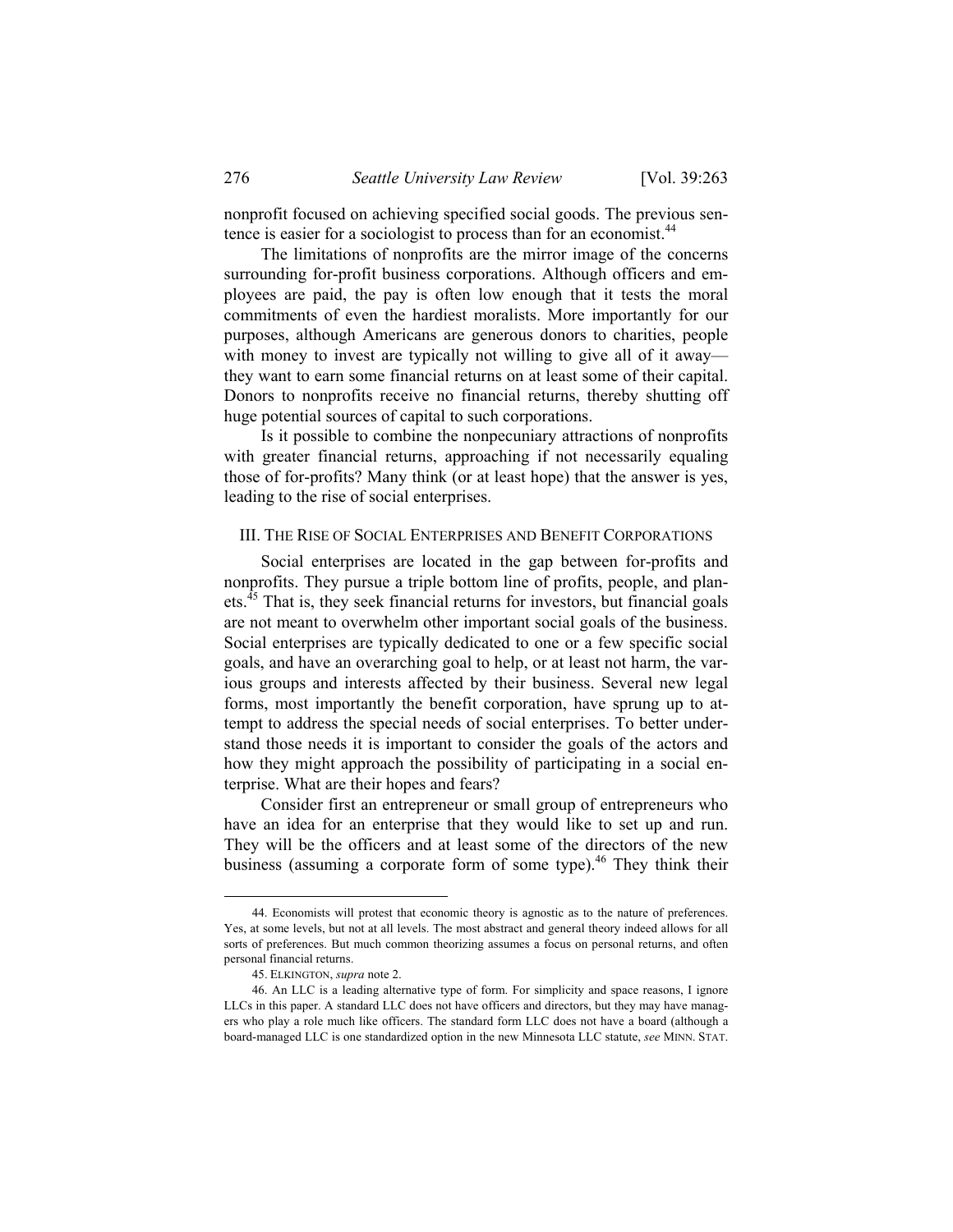nonprofit focused on achieving specified social goods. The previous sentence is easier for a sociologist to process than for an economist.[44]

The limitations of nonprofits are the mirror image of the concerns surrounding for-profit business corporations. Although officers and employees are paid, the pay is often low enough that it tests the moral commitments of even the hardiest moralists. More importantly for our purposes, although Americans are generous donors to charities, people with money to invest are typically not willing to give all of it away—they want to earn some financial returns on at least some of their capital. Donors to nonprofits receive no financial returns, thereby shutting off huge potential sources of capital to such corporations.

Is it possible to combine the nonpecuniary attractions of nonprofits with greater financial returns, approaching if not necessarily equaling those of for-profits? Many think (or at least hope) that the answer is yes, leading to the rise of social enterprises.

## III. The Rise of Social Enterprises and Benefit Corporations

Social enterprises are located in the gap between for-profits and nonprofits. They pursue a triple bottom line of profits, people, and planets.[45] That is, they seek financial returns for investors, but financial goals are not meant to overwhelm other important social goals of the business. Social enterprises are typically dedicated to one or a few specific social goals, and have an overarching goal to help, or at least not harm, the various groups and interests affected by their business. Several new legal forms, most importantly the benefit corporation, have sprung up to attempt to address the special needs of social enterprises. To better understand those needs it is important to consider the goals of the actors and how they might approach the possibility of participating in a social enterprise. What are their hopes and fears?

Consider first an entrepreneur or small group of entrepreneurs who have an idea for an enterprise that they would like to set up and run. They will be the officers and at least some of the directors of the new business (assuming a corporate form of some type).[46] They think their

---

44. Economists will protest that economic theory is agnostic as to the nature of preferences. Yes, at some levels, but not at all levels. The most abstract and general theory indeed allows for all sorts of preferences. But much common theorizing assumes a focus on personal returns, and often personal financial returns.

45. ELKINGTON, *supra* note 2.

46. An LLC is a leading alternative type of form. For simplicity and space reasons, I ignore LLCs in this paper. A standard LLC does not have officers and directors, but they may have managers who play a role much like officers. The standard form LLC does not have a board (although a board-managed LLC is one standardized option in the new Minnesota LLC statute, *see* MINN. STAT.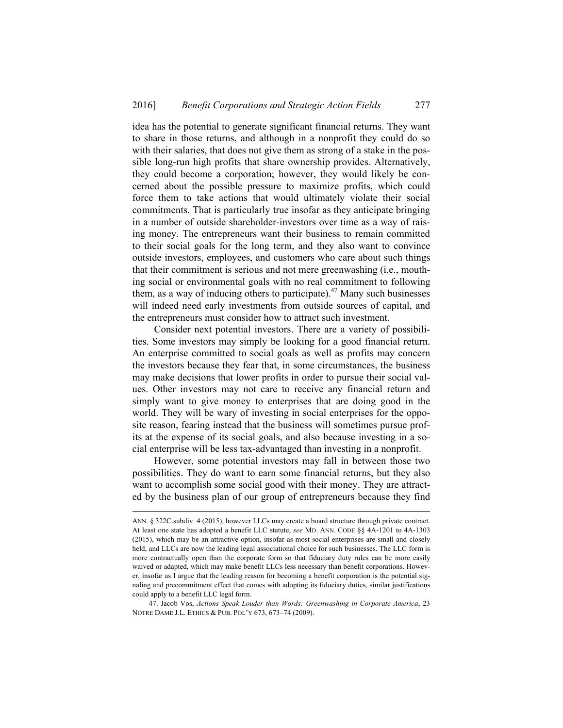idea has the potential to generate significant financial returns. They want to share in those returns, and although in a nonprofit they could do so with their salaries, that does not give them as strong of a stake in the possible long-run high profits that share ownership provides. Alternatively, they could become a corporation; however, they would likely be concerned about the possible pressure to maximize profits, which could force them to take actions that would ultimately violate their social commitments. That is particularly true insofar as they anticipate bringing in a number of outside shareholder-investors over time as a way of raising money. The entrepreneurs want their business to remain committed to their social goals for the long term, and they also want to convince outside investors, employees, and customers who care about such things that their commitment is serious and not mere greenwashing (i.e., mouthing social or environmental goals with no real commitment to following them, as a way of inducing others to participate).[47] Many such businesses will indeed need early investments from outside sources of capital, and the entrepreneurs must consider how to attract such investment.

Consider next potential investors. There are a variety of possibilities. Some investors may simply be looking for a good financial return. An enterprise committed to social goals as well as profits may concern the investors because they fear that, in some circumstances, the business may make decisions that lower profits in order to pursue their social values. Other investors may not care to receive any financial return and simply want to give money to enterprises that are doing good in the world. They will be wary of investing in social enterprises for the opposite reason, fearing instead that the business will sometimes pursue profits at the expense of its social goals, and also because investing in a social enterprise will be less tax-advantaged than investing in a nonprofit.

However, some potential investors may fall in between those two possibilities. They do want to earn some financial returns, but they also want to accomplish some social good with their money. They are attracted by the business plan of our group of entrepreneurs because they find

---

ANN. § 322C.subdiv. 4 (2015), however LLCs may create a board structure through private contract. At least one state has adopted a benefit LLC statute, *see* MD. ANN. CODE §§ 4A-1201 to 4A-1303 (2015), which may be an attractive option, insofar as most social enterprises are small and closely held, and LLCs are now the leading legal associational choice for such businesses. The LLC form is more contractually open than the corporate form so that fiduciary duty rules can be more easily waived or adapted, which may make benefit LLCs less necessary than benefit corporations. However, insofar as I argue that the leading reason for becoming a benefit corporation is the potential signaling and precommitment effect that comes with adopting its fiduciary duties, similar justifications could apply to a benefit LLC legal form.

47. Jacob Vos, *Actions Speak Louder than Words: Greenwashing in Corporate America*, 23 NOTRE DAME J.L. ETHICS & PUB. POL'Y 673, 673–74 (2009).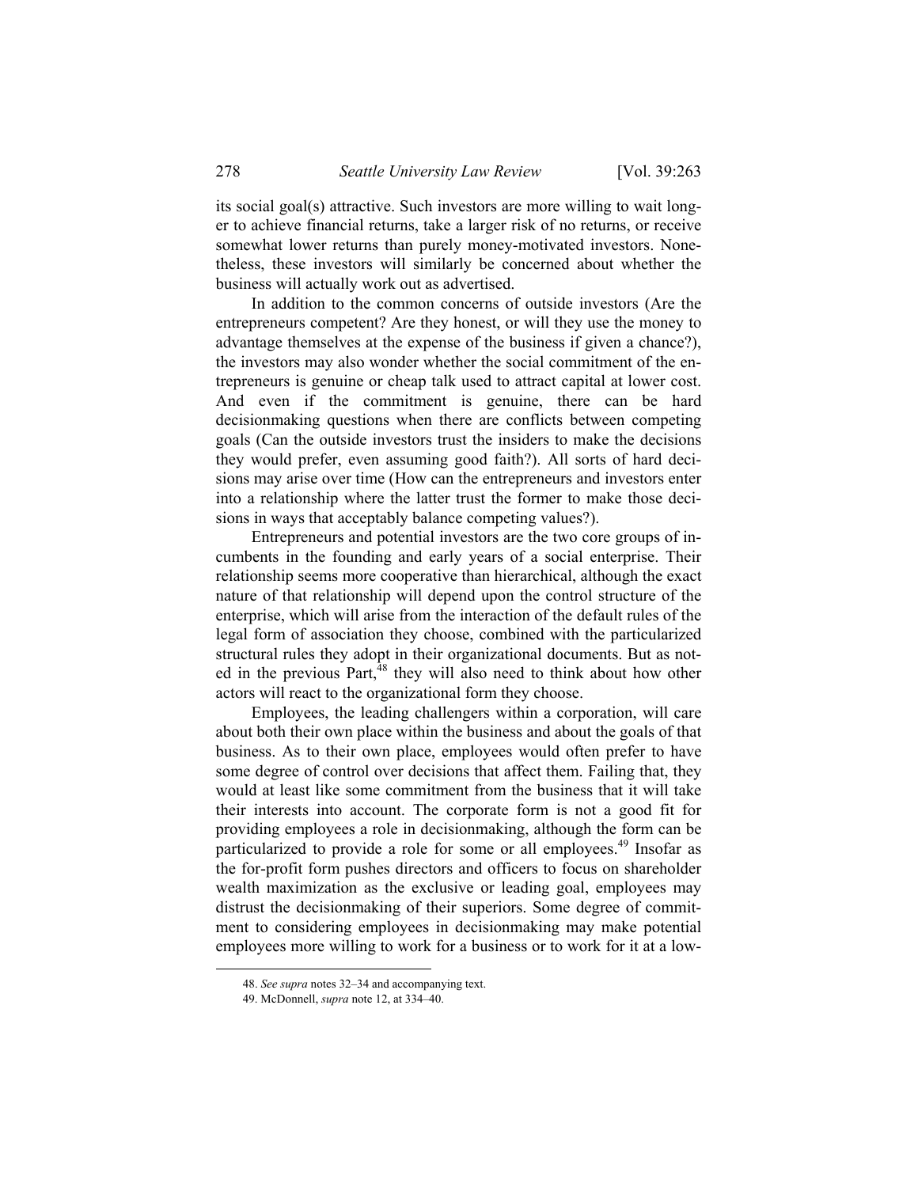its social goal(s) attractive. Such investors are more willing to wait longer to achieve financial returns, take a larger risk of no returns, or receive somewhat lower returns than purely money-motivated investors. Nonetheless, these investors will similarly be concerned about whether the business will actually work out as advertised.

In addition to the common concerns of outside investors (Are the entrepreneurs competent? Are they honest, or will they use the money to advantage themselves at the expense of the business if given a chance?), the investors may also wonder whether the social commitment of the entrepreneurs is genuine or cheap talk used to attract capital at lower cost. And even if the commitment is genuine, there can be hard decisionmaking questions when there are conflicts between competing goals (Can the outside investors trust the insiders to make the decisions they would prefer, even assuming good faith?). All sorts of hard decisions may arise over time (How can the entrepreneurs and investors enter into a relationship where the latter trust the former to make those decisions in ways that acceptably balance competing values?).

Entrepreneurs and potential investors are the two core groups of incumbents in the founding and early years of a social enterprise. Their relationship seems more cooperative than hierarchical, although the exact nature of that relationship will depend upon the control structure of the enterprise, which will arise from the interaction of the default rules of the legal form of association they choose, combined with the particularized structural rules they adopt in their organizational documents. But as noted in the previous Part,[48] they will also need to think about how other actors will react to the organizational form they choose.

Employees, the leading challengers within a corporation, will care about both their own place within the business and about the goals of that business. As to their own place, employees would often prefer to have some degree of control over decisions that affect them. Failing that, they would at least like some commitment from the business that it will take their interests into account. The corporate form is not a good fit for providing employees a role in decisionmaking, although the form can be particularized to provide a role for some or all employees.[49] Insofar as the for-profit form pushes directors and officers to focus on shareholder wealth maximization as the exclusive or leading goal, employees may distrust the decisionmaking of their superiors. Some degree of commitment to considering employees in decisionmaking may make potential employees more willing to work for a business or to work for it at a low-

48. *See supra* notes 32–34 and accompanying text.

49. McDonnell, *supra* note 12, at 334–40.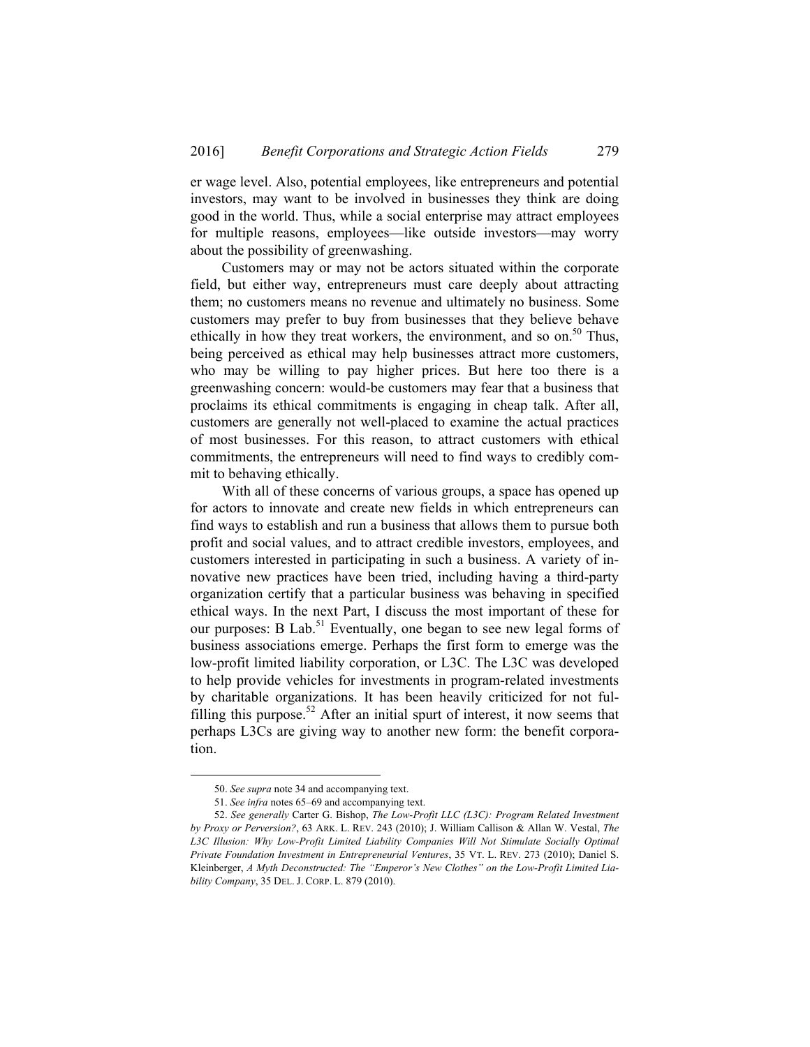er wage level. Also, potential employees, like entrepreneurs and potential investors, may want to be involved in businesses they think are doing good in the world. Thus, while a social enterprise may attract employees for multiple reasons, employees—like outside investors—may worry about the possibility of greenwashing.

Customers may or may not be actors situated within the corporate field, but either way, entrepreneurs must care deeply about attracting them; no customers means no revenue and ultimately no business. Some customers may prefer to buy from businesses that they believe behave ethically in how they treat workers, the environment, and so on.[50] Thus, being perceived as ethical may help businesses attract more customers, who may be willing to pay higher prices. But here too there is a greenwashing concern: would-be customers may fear that a business that proclaims its ethical commitments is engaging in cheap talk. After all, customers are generally not well-placed to examine the actual practices of most businesses. For this reason, to attract customers with ethical commitments, the entrepreneurs will need to find ways to credibly commit to behaving ethically.

With all of these concerns of various groups, a space has opened up for actors to innovate and create new fields in which entrepreneurs can find ways to establish and run a business that allows them to pursue both profit and social values, and to attract credible investors, employees, and customers interested in participating in such a business. A variety of innovative new practices have been tried, including having a third-party organization certify that a particular business was behaving in specified ethical ways. In the next Part, I discuss the most important of these for our purposes: B Lab.[51] Eventually, one began to see new legal forms of business associations emerge. Perhaps the first form to emerge was the low-profit limited liability corporation, or L3C. The L3C was developed to help provide vehicles for investments in program-related investments by charitable organizations. It has been heavily criticized for not fulfilling this purpose.[52] After an initial spurt of interest, it now seems that perhaps L3Cs are giving way to another new form: the benefit corporation.

---

50. *See supra* note 34 and accompanying text.

51. *See infra* notes 65–69 and accompanying text.

52. *See generally* Carter G. Bishop, *The Low-Profit LLC (L3C): Program Related Investment by Proxy or Perversion?*, 63 ARK. L. REV. 243 (2010); J. William Callison & Allan W. Vestal, *The L3C Illusion: Why Low-Profit Limited Liability Companies Will Not Stimulate Socially Optimal Private Foundation Investment in Entrepreneurial Ventures*, 35 VT. L. REV. 273 (2010); Daniel S. Kleinberger, *A Myth Deconstructed: The "Emperor's New Clothes" on the Low-Profit Limited Liability Company*, 35 DEL. J. CORP. L. 879 (2010).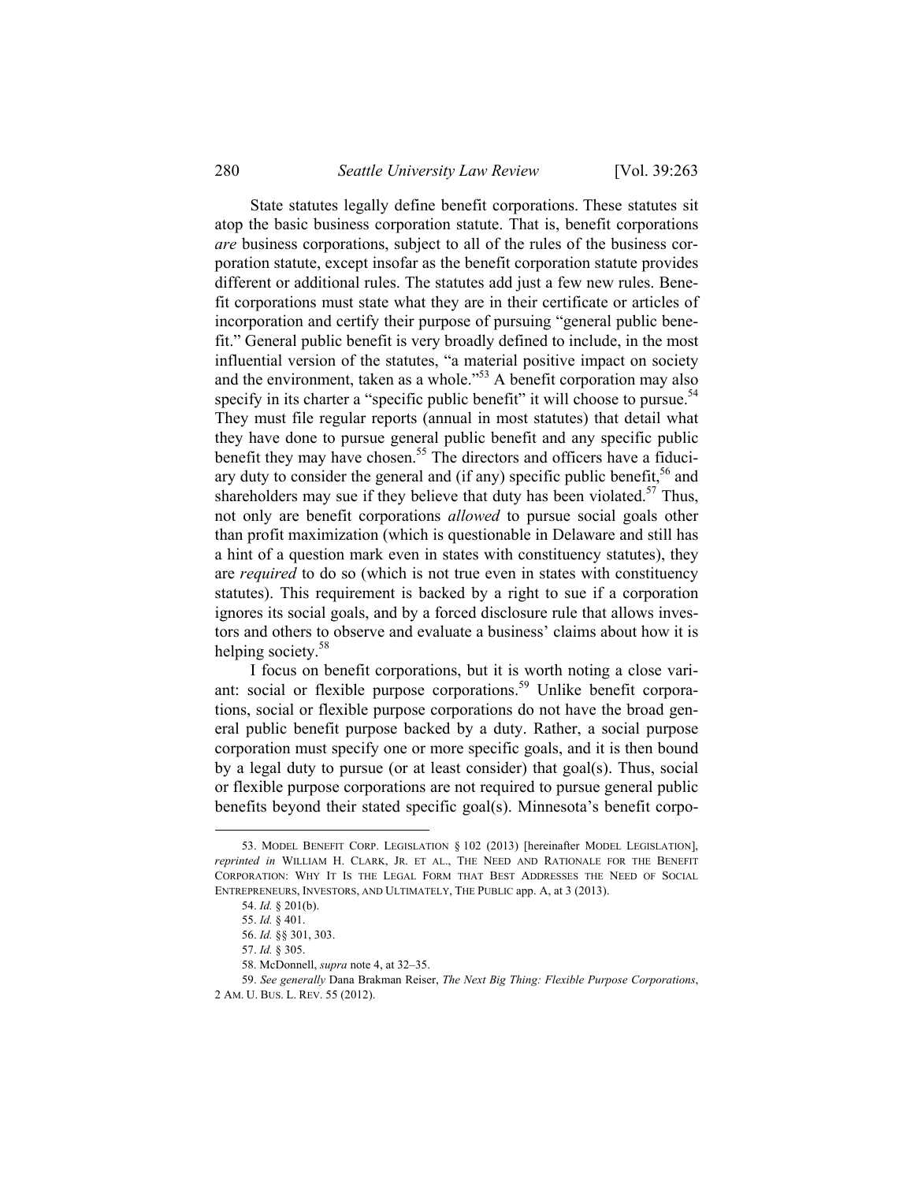State statutes legally define benefit corporations. These statutes sit atop the basic business corporation statute. That is, benefit corporations *are* business corporations, subject to all of the rules of the business corporation statute, except insofar as the benefit corporation statute provides different or additional rules. The statutes add just a few new rules. Benefit corporations must state what they are in their certificate or articles of incorporation and certify their purpose of pursuing "general public benefit." General public benefit is very broadly defined to include, in the most influential version of the statutes, "a material positive impact on society and the environment, taken as a whole."[53] A benefit corporation may also specify in its charter a "specific public benefit" it will choose to pursue.[54] They must file regular reports (annual in most statutes) that detail what they have done to pursue general public benefit and any specific public benefit they may have chosen.[55] The directors and officers have a fiduciary duty to consider the general and (if any) specific public benefit,[56] and shareholders may sue if they believe that duty has been violated.[57] Thus, not only are benefit corporations *allowed* to pursue social goals other than profit maximization (which is questionable in Delaware and still has a hint of a question mark even in states with constituency statutes), they are *required* to do so (which is not true even in states with constituency statutes). This requirement is backed by a right to sue if a corporation ignores its social goals, and by a forced disclosure rule that allows investors and others to observe and evaluate a business' claims about how it is helping society.[58]

I focus on benefit corporations, but it is worth noting a close variant: social or flexible purpose corporations.[59] Unlike benefit corporations, social or flexible purpose corporations do not have the broad general public benefit purpose backed by a duty. Rather, a social purpose corporation must specify one or more specific goals, and it is then bound by a legal duty to pursue (or at least consider) that goal(s). Thus, social or flexible purpose corporations are not required to pursue general public benefits beyond their stated specific goal(s). Minnesota's benefit corpo-

---

53. MODEL BENEFIT CORP. LEGISLATION § 102 (2013) [hereinafter MODEL LEGISLATION], *reprinted in* WILLIAM H. CLARK, JR. ET AL., THE NEED AND RATIONALE FOR THE BENEFIT CORPORATION: WHY IT IS THE LEGAL FORM THAT BEST ADDRESSES THE NEED OF SOCIAL ENTREPRENEURS, INVESTORS, AND ULTIMATELY, THE PUBLIC app. A, at 3 (2013).

54. *Id.* § 201(b).

55. *Id.* § 401.

56. *Id.* §§ 301, 303.

57. *Id.* § 305.

58. McDonnell, *supra* note 4, at 32–35.

59. *See generally* Dana Brakman Reiser, *The Next Big Thing: Flexible Purpose Corporations*, 2 AM. U. BUS. L. REV. 55 (2012).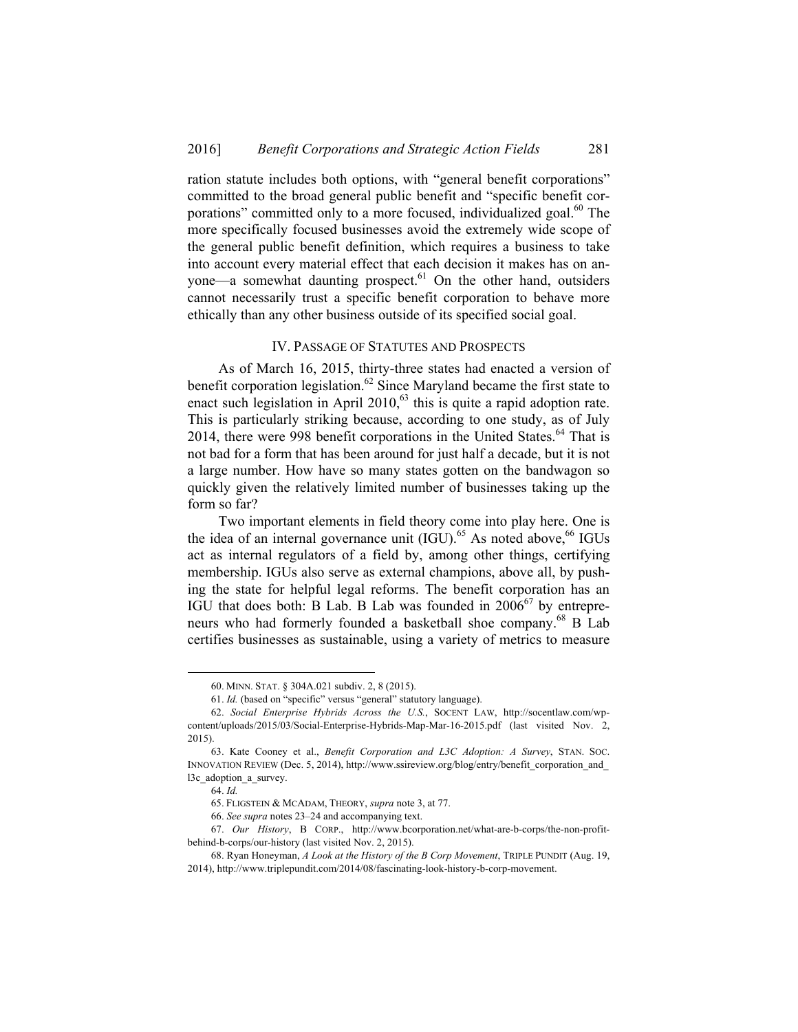ration statute includes both options, with "general benefit corporations" committed to the broad general public benefit and "specific benefit corporations" committed only to a more focused, individualized goal.[60] The more specifically focused businesses avoid the extremely wide scope of the general public benefit definition, which requires a business to take into account every material effect that each decision it makes has on anyone—a somewhat daunting prospect.[61] On the other hand, outsiders cannot necessarily trust a specific benefit corporation to behave more ethically than any other business outside of its specified social goal.

## IV. PASSAGE OF STATUTES AND PROSPECTS

As of March 16, 2015, thirty-three states had enacted a version of benefit corporation legislation.[62] Since Maryland became the first state to enact such legislation in April 2010,[63] this is quite a rapid adoption rate. This is particularly striking because, according to one study, as of July 2014, there were 998 benefit corporations in the United States.[64] That is not bad for a form that has been around for just half a decade, but it is not a large number. How have so many states gotten on the bandwagon so quickly given the relatively limited number of businesses taking up the form so far?

Two important elements in field theory come into play here. One is the idea of an internal governance unit (IGU).[65] As noted above,[66] IGUs act as internal regulators of a field by, among other things, certifying membership. IGUs also serve as external champions, above all, by pushing the state for helpful legal reforms. The benefit corporation has an IGU that does both: B Lab. B Lab was founded in 2006[67] by entrepreneurs who had formerly founded a basketball shoe company.[68] B Lab certifies businesses as sustainable, using a variety of metrics to measure

---

60. MINN. STAT. § 304A.021 subdiv. 2, 8 (2015).

61. *Id.* (based on "specific" versus "general" statutory language).

62. *Social Enterprise Hybrids Across the U.S.*, SOCENT LAW, http://socentlaw.com/wp-content/uploads/2015/03/Social-Enterprise-Hybrids-Map-Mar-16-2015.pdf (last visited Nov. 2, 2015).

63. Kate Cooney et al., *Benefit Corporation and L3C Adoption: A Survey*, STAN. SOC. INNOVATION REVIEW (Dec. 5, 2014), http://www.ssireview.org/blog/entry/benefit_corporation_and_l3c_adoption_a_survey.

64. *Id.*

65. FLIGSTEIN & MCADAM, THEORY, *supra* note 3, at 77.

66. *See supra* notes 23–24 and accompanying text.

67. *Our History*, B CORP., http://www.bcorporation.net/what-are-b-corps/the-non-profit-behind-b-corps/our-history (last visited Nov. 2, 2015).

68. Ryan Honeyman, *A Look at the History of the B Corp Movement*, TRIPLE PUNDIT (Aug. 19, 2014), http://www.triplepundit.com/2014/08/fascinating-look-history-b-corp-movement.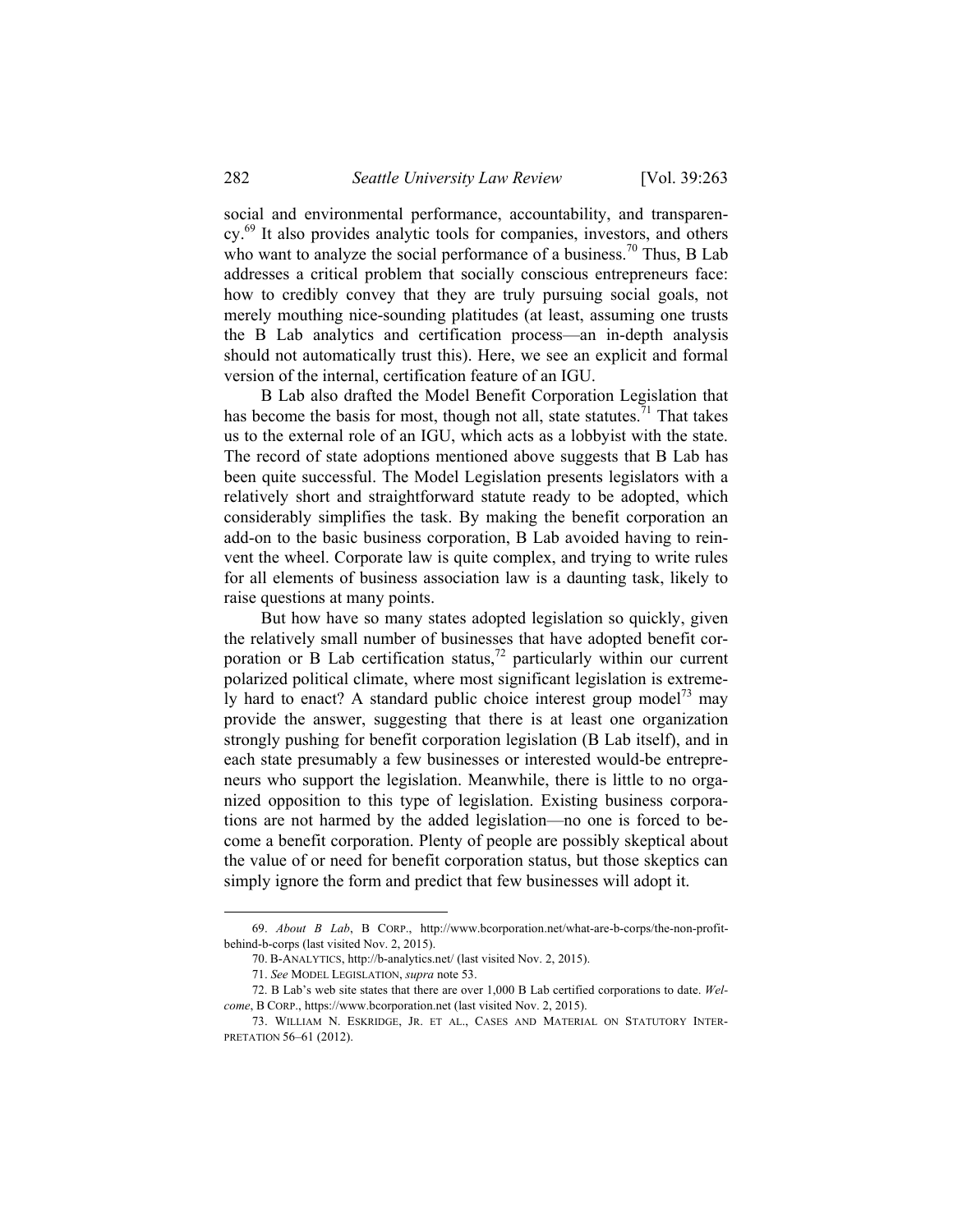social and environmental performance, accountability, and transparency.[69] It also provides analytic tools for companies, investors, and others who want to analyze the social performance of a business.[70] Thus, B Lab addresses a critical problem that socially conscious entrepreneurs face: how to credibly convey that they are truly pursuing social goals, not merely mouthing nice-sounding platitudes (at least, assuming one trusts the B Lab analytics and certification process—an in-depth analysis should not automatically trust this). Here, we see an explicit and formal version of the internal, certification feature of an IGU.

B Lab also drafted the Model Benefit Corporation Legislation that has become the basis for most, though not all, state statutes.[71] That takes us to the external role of an IGU, which acts as a lobbyist with the state. The record of state adoptions mentioned above suggests that B Lab has been quite successful. The Model Legislation presents legislators with a relatively short and straightforward statute ready to be adopted, which considerably simplifies the task. By making the benefit corporation an add-on to the basic business corporation, B Lab avoided having to reinvent the wheel. Corporate law is quite complex, and trying to write rules for all elements of business association law is a daunting task, likely to raise questions at many points.

But how have so many states adopted legislation so quickly, given the relatively small number of businesses that have adopted benefit corporation or B Lab certification status,[72] particularly within our current polarized political climate, where most significant legislation is extremely hard to enact? A standard public choice interest group model[73] may provide the answer, suggesting that there is at least one organization strongly pushing for benefit corporation legislation (B Lab itself), and in each state presumably a few businesses or interested would-be entrepreneurs who support the legislation. Meanwhile, there is little to no organized opposition to this type of legislation. Existing business corporations are not harmed by the added legislation—no one is forced to become a benefit corporation. Plenty of people are possibly skeptical about the value of or need for benefit corporation status, but those skeptics can simply ignore the form and predict that few businesses will adopt it.

---

69. *About B Lab*, B CORP., http://www.bcorporation.net/what-are-b-corps/the-non-profit-behind-b-corps (last visited Nov. 2, 2015).

70. B-ANALYTICS, http://b-analytics.net/ (last visited Nov. 2, 2015).

71. *See* MODEL LEGISLATION, *supra* note 53.

72. B Lab's web site states that there are over 1,000 B Lab certified corporations to date. *Welcome*, B CORP., https://www.bcorporation.net (last visited Nov. 2, 2015).

73. WILLIAM N. ESKRIDGE, JR. ET AL., CASES AND MATERIAL ON STATUTORY INTERPRETATION 56–61 (2012).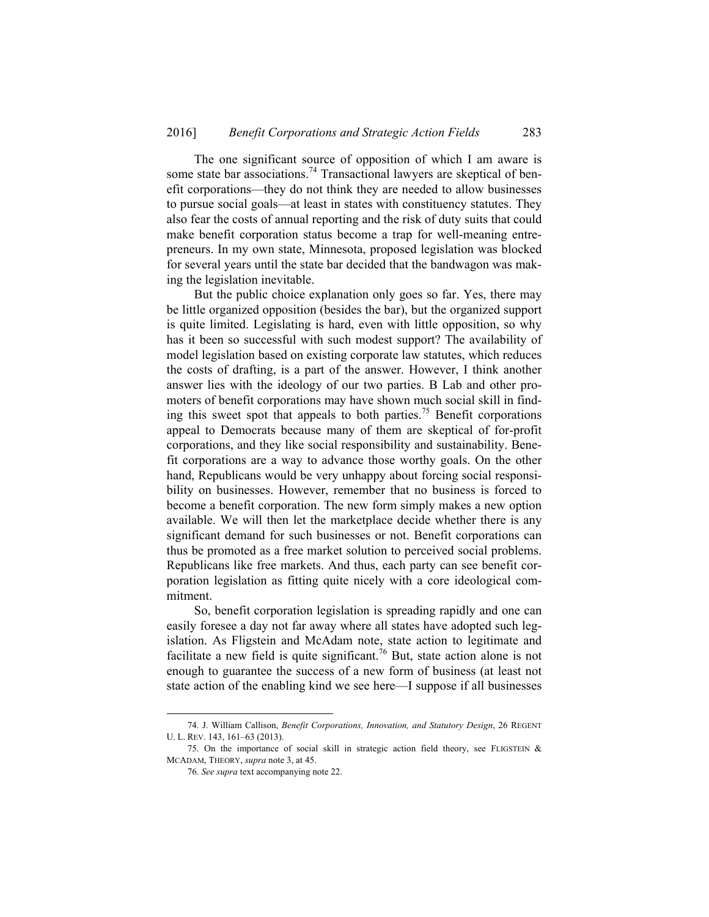The one significant source of opposition of which I am aware is some state bar associations.[74] Transactional lawyers are skeptical of benefit corporations—they do not think they are needed to allow businesses to pursue social goals—at least in states with constituency statutes. They also fear the costs of annual reporting and the risk of duty suits that could make benefit corporation status become a trap for well-meaning entrepreneurs. In my own state, Minnesota, proposed legislation was blocked for several years until the state bar decided that the bandwagon was making the legislation inevitable.

But the public choice explanation only goes so far. Yes, there may be little organized opposition (besides the bar), but the organized support is quite limited. Legislating is hard, even with little opposition, so why has it been so successful with such modest support? The availability of model legislation based on existing corporate law statutes, which reduces the costs of drafting, is a part of the answer. However, I think another answer lies with the ideology of our two parties. B Lab and other promoters of benefit corporations may have shown much social skill in finding this sweet spot that appeals to both parties.[75] Benefit corporations appeal to Democrats because many of them are skeptical of for-profit corporations, and they like social responsibility and sustainability. Benefit corporations are a way to advance those worthy goals. On the other hand, Republicans would be very unhappy about forcing social responsibility on businesses. However, remember that no business is forced to become a benefit corporation. The new form simply makes a new option available. We will then let the marketplace decide whether there is any significant demand for such businesses or not. Benefit corporations can thus be promoted as a free market solution to perceived social problems. Republicans like free markets. And thus, each party can see benefit corporation legislation as fitting quite nicely with a core ideological commitment.

So, benefit corporation legislation is spreading rapidly and one can easily foresee a day not far away where all states have adopted such legislation. As Fligstein and McAdam note, state action to legitimate and facilitate a new field is quite significant.[76] But, state action alone is not enough to guarantee the success of a new form of business (at least not state action of the enabling kind we see here—I suppose if all businesses

---

74. J. William Callison, *Benefit Corporations, Innovation, and Statutory Design*, 26 REGENT U. L. REV. 143, 161–63 (2013).

75. On the importance of social skill in strategic action field theory, see FLIGSTEIN & MCADAM, THEORY, *supra* note 3, at 45.

76. *See supra* text accompanying note 22.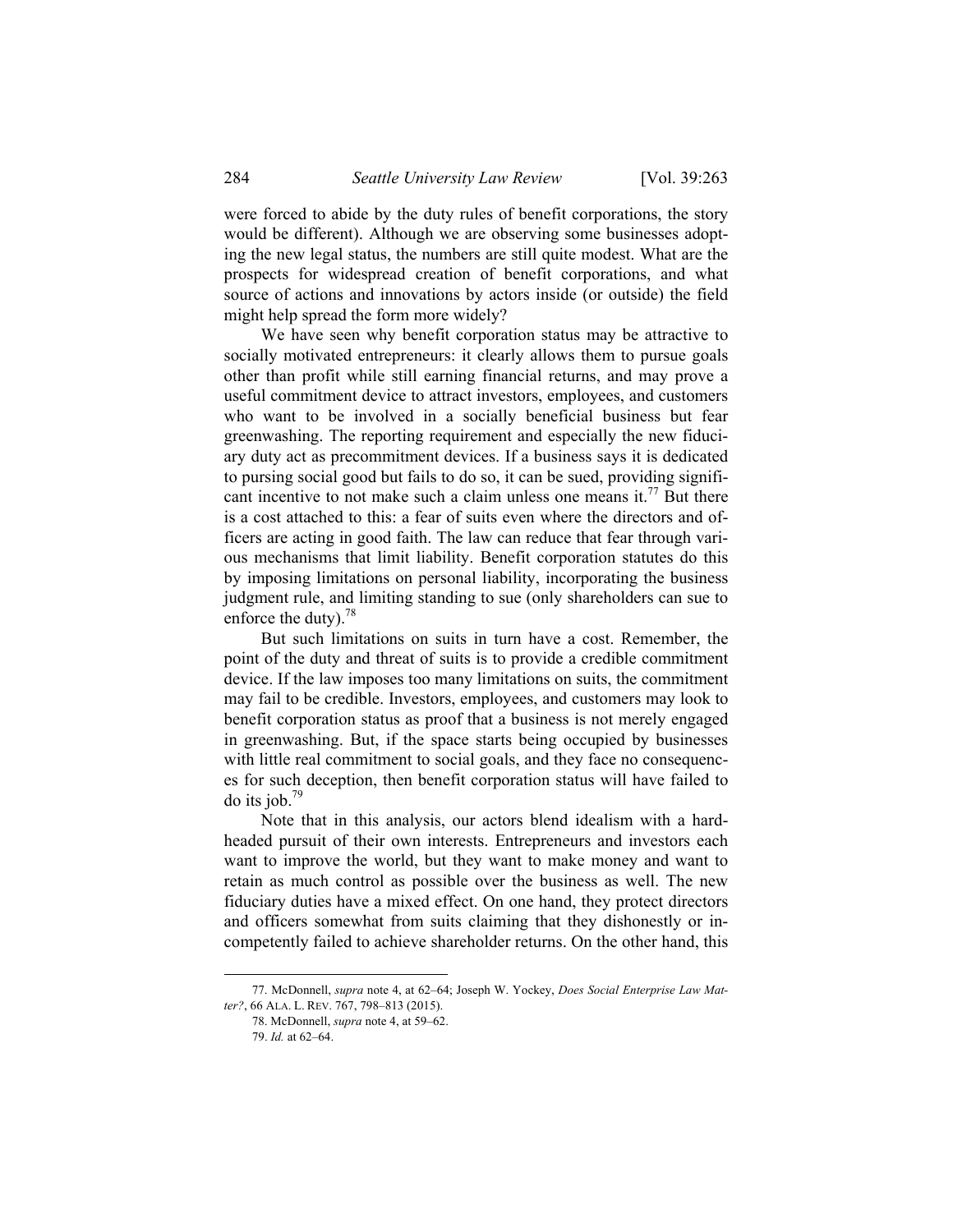were forced to abide by the duty rules of benefit corporations, the story would be different). Although we are observing some businesses adopting the new legal status, the numbers are still quite modest. What are the prospects for widespread creation of benefit corporations, and what source of actions and innovations by actors inside (or outside) the field might help spread the form more widely?

We have seen why benefit corporation status may be attractive to socially motivated entrepreneurs: it clearly allows them to pursue goals other than profit while still earning financial returns, and may prove a useful commitment device to attract investors, employees, and customers who want to be involved in a socially beneficial business but fear greenwashing. The reporting requirement and especially the new fiduciary duty act as precommitment devices. If a business says it is dedicated to pursing social good but fails to do so, it can be sued, providing significant incentive to not make such a claim unless one means it.[77] But there is a cost attached to this: a fear of suits even where the directors and officers are acting in good faith. The law can reduce that fear through various mechanisms that limit liability. Benefit corporation statutes do this by imposing limitations on personal liability, incorporating the business judgment rule, and limiting standing to sue (only shareholders can sue to enforce the duty).[78]

But such limitations on suits in turn have a cost. Remember, the point of the duty and threat of suits is to provide a credible commitment device. If the law imposes too many limitations on suits, the commitment may fail to be credible. Investors, employees, and customers may look to benefit corporation status as proof that a business is not merely engaged in greenwashing. But, if the space starts being occupied by businesses with little real commitment to social goals, and they face no consequences for such deception, then benefit corporation status will have failed to do its job.[79]

Note that in this analysis, our actors blend idealism with a hard-headed pursuit of their own interests. Entrepreneurs and investors each want to improve the world, but they want to make money and want to retain as much control as possible over the business as well. The new fiduciary duties have a mixed effect. On one hand, they protect directors and officers somewhat from suits claiming that they dishonestly or incompetently failed to achieve shareholder returns. On the other hand, this

---

77. McDonnell, *supra* note 4, at 62–64; Joseph W. Yockey, *Does Social Enterprise Law Matter?*, 66 ALA. L. REV. 767, 798–813 (2015).

78. McDonnell, *supra* note 4, at 59–62.

79. *Id.* at 62–64.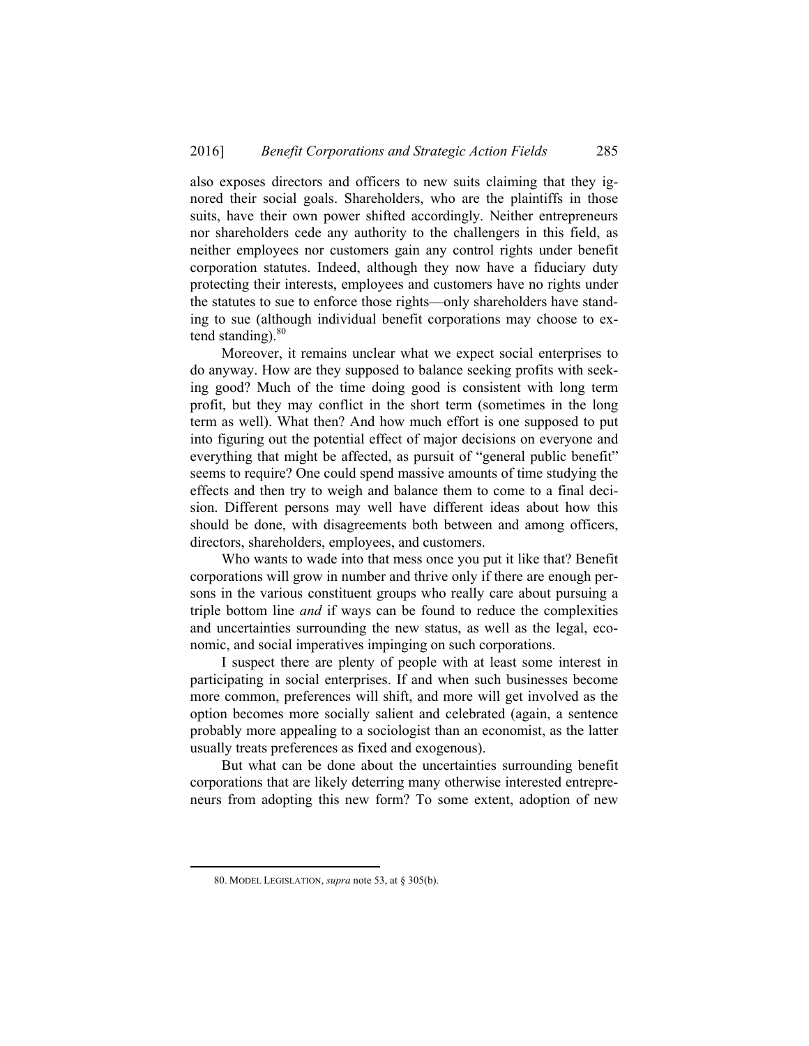also exposes directors and officers to new suits claiming that they ignored their social goals. Shareholders, who are the plaintiffs in those suits, have their own power shifted accordingly. Neither entrepreneurs nor shareholders cede any authority to the challengers in this field, as neither employees nor customers gain any control rights under benefit corporation statutes. Indeed, although they now have a fiduciary duty protecting their interests, employees and customers have no rights under the statutes to sue to enforce those rights—only shareholders have standing to sue (although individual benefit corporations may choose to extend standing).[80]

Moreover, it remains unclear what we expect social enterprises to do anyway. How are they supposed to balance seeking profits with seeking good? Much of the time doing good is consistent with long term profit, but they may conflict in the short term (sometimes in the long term as well). What then? And how much effort is one supposed to put into figuring out the potential effect of major decisions on everyone and everything that might be affected, as pursuit of "general public benefit" seems to require? One could spend massive amounts of time studying the effects and then try to weigh and balance them to come to a final decision. Different persons may well have different ideas about how this should be done, with disagreements both between and among officers, directors, shareholders, employees, and customers.

Who wants to wade into that mess once you put it like that? Benefit corporations will grow in number and thrive only if there are enough persons in the various constituent groups who really care about pursuing a triple bottom line *and* if ways can be found to reduce the complexities and uncertainties surrounding the new status, as well as the legal, economic, and social imperatives impinging on such corporations.

I suspect there are plenty of people with at least some interest in participating in social enterprises. If and when such businesses become more common, preferences will shift, and more will get involved as the option becomes more socially salient and celebrated (again, a sentence probably more appealing to a sociologist than an economist, as the latter usually treats preferences as fixed and exogenous).

But what can be done about the uncertainties surrounding benefit corporations that are likely deterring many otherwise interested entrepreneurs from adopting this new form? To some extent, adoption of new

80. MODEL LEGISLATION, *supra* note 53, at § 305(b).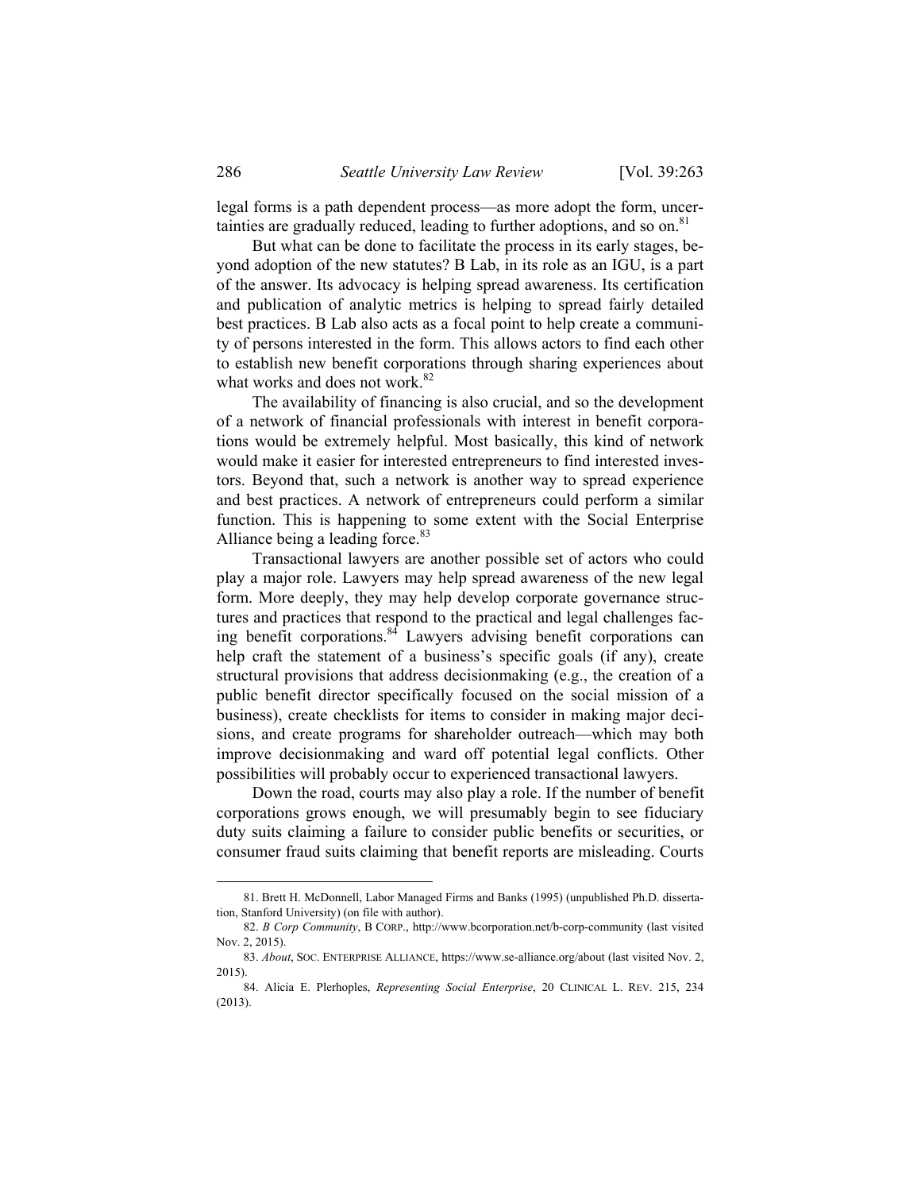legal forms is a path dependent process—as more adopt the form, uncertainties are gradually reduced, leading to further adoptions, and so on.[81]

But what can be done to facilitate the process in its early stages, beyond adoption of the new statutes? B Lab, in its role as an IGU, is a part of the answer. Its advocacy is helping spread awareness. Its certification and publication of analytic metrics is helping to spread fairly detailed best practices. B Lab also acts as a focal point to help create a community of persons interested in the form. This allows actors to find each other to establish new benefit corporations through sharing experiences about what works and does not work.[82]

The availability of financing is also crucial, and so the development of a network of financial professionals with interest in benefit corporations would be extremely helpful. Most basically, this kind of network would make it easier for interested entrepreneurs to find interested investors. Beyond that, such a network is another way to spread experience and best practices. A network of entrepreneurs could perform a similar function. This is happening to some extent with the Social Enterprise Alliance being a leading force.[83]

Transactional lawyers are another possible set of actors who could play a major role. Lawyers may help spread awareness of the new legal form. More deeply, they may help develop corporate governance structures and practices that respond to the practical and legal challenges facing benefit corporations.[84] Lawyers advising benefit corporations can help craft the statement of a business's specific goals (if any), create structural provisions that address decisionmaking (e.g., the creation of a public benefit director specifically focused on the social mission of a business), create checklists for items to consider in making major decisions, and create programs for shareholder outreach—which may both improve decisionmaking and ward off potential legal conflicts. Other possibilities will probably occur to experienced transactional lawyers.

Down the road, courts may also play a role. If the number of benefit corporations grows enough, we will presumably begin to see fiduciary duty suits claiming a failure to consider public benefits or securities, or consumer fraud suits claiming that benefit reports are misleading. Courts

---

81. Brett H. McDonnell, Labor Managed Firms and Banks (1995) (unpublished Ph.D. dissertation, Stanford University) (on file with author).

82. *B Corp Community*, B CORP., http://www.bcorporation.net/b-corp-community (last visited Nov. 2, 2015).

83. *About*, SOC. ENTERPRISE ALLIANCE, https://www.se-alliance.org/about (last visited Nov. 2, 2015).

84. Alicia E. Plerhoples, *Representing Social Enterprise*, 20 CLINICAL L. REV. 215, 234 (2013).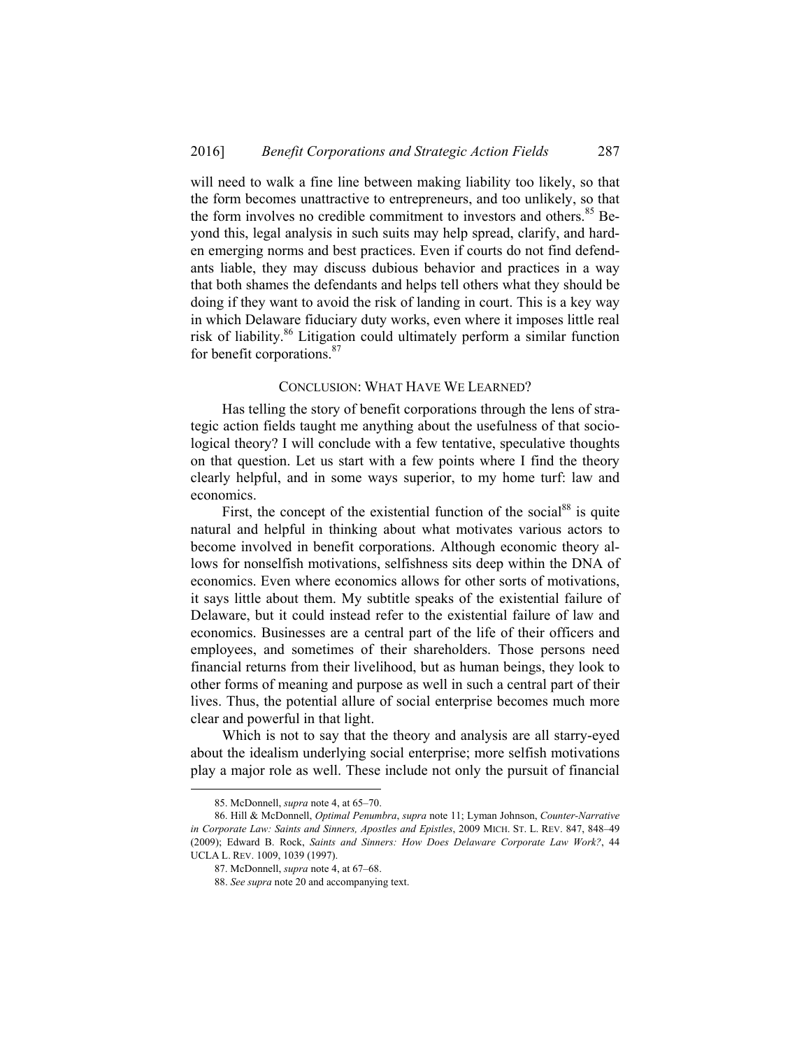will need to walk a fine line between making liability too likely, so that the form becomes unattractive to entrepreneurs, and too unlikely, so that the form involves no credible commitment to investors and others.[85] Beyond this, legal analysis in such suits may help spread, clarify, and harden emerging norms and best practices. Even if courts do not find defendants liable, they may discuss dubious behavior and practices in a way that both shames the defendants and helps tell others what they should be doing if they want to avoid the risk of landing in court. This is a key way in which Delaware fiduciary duty works, even where it imposes little real risk of liability.[86] Litigation could ultimately perform a similar function for benefit corporations.[87]

## CONCLUSION: WHAT HAVE WE LEARNED?

Has telling the story of benefit corporations through the lens of strategic action fields taught me anything about the usefulness of that sociological theory? I will conclude with a few tentative, speculative thoughts on that question. Let us start with a few points where I find the theory clearly helpful, and in some ways superior, to my home turf: law and economics.

First, the concept of the existential function of the social[88] is quite natural and helpful in thinking about what motivates various actors to become involved in benefit corporations. Although economic theory allows for nonselfish motivations, selfishness sits deep within the DNA of economics. Even where economics allows for other sorts of motivations, it says little about them. My subtitle speaks of the existential failure of Delaware, but it could instead refer to the existential failure of law and economics. Businesses are a central part of the life of their officers and employees, and sometimes of their shareholders. Those persons need financial returns from their livelihood, but as human beings, they look to other forms of meaning and purpose as well in such a central part of their lives. Thus, the potential allure of social enterprise becomes much more clear and powerful in that light.

Which is not to say that the theory and analysis are all starry-eyed about the idealism underlying social enterprise; more selfish motivations play a major role as well. These include not only the pursuit of financial

---

85. McDonnell, *supra* note 4, at 65–70.

86. Hill & McDonnell, *Optimal Penumbra*, *supra* note 11; Lyman Johnson, *Counter-Narrative in Corporate Law: Saints and Sinners, Apostles and Epistles*, 2009 MICH. ST. L. REV. 847, 848–49 (2009); Edward B. Rock, *Saints and Sinners: How Does Delaware Corporate Law Work?*, 44 UCLA L. REV. 1009, 1039 (1997).

87. McDonnell, *supra* note 4, at 67–68.

88. *See supra* note 20 and accompanying text.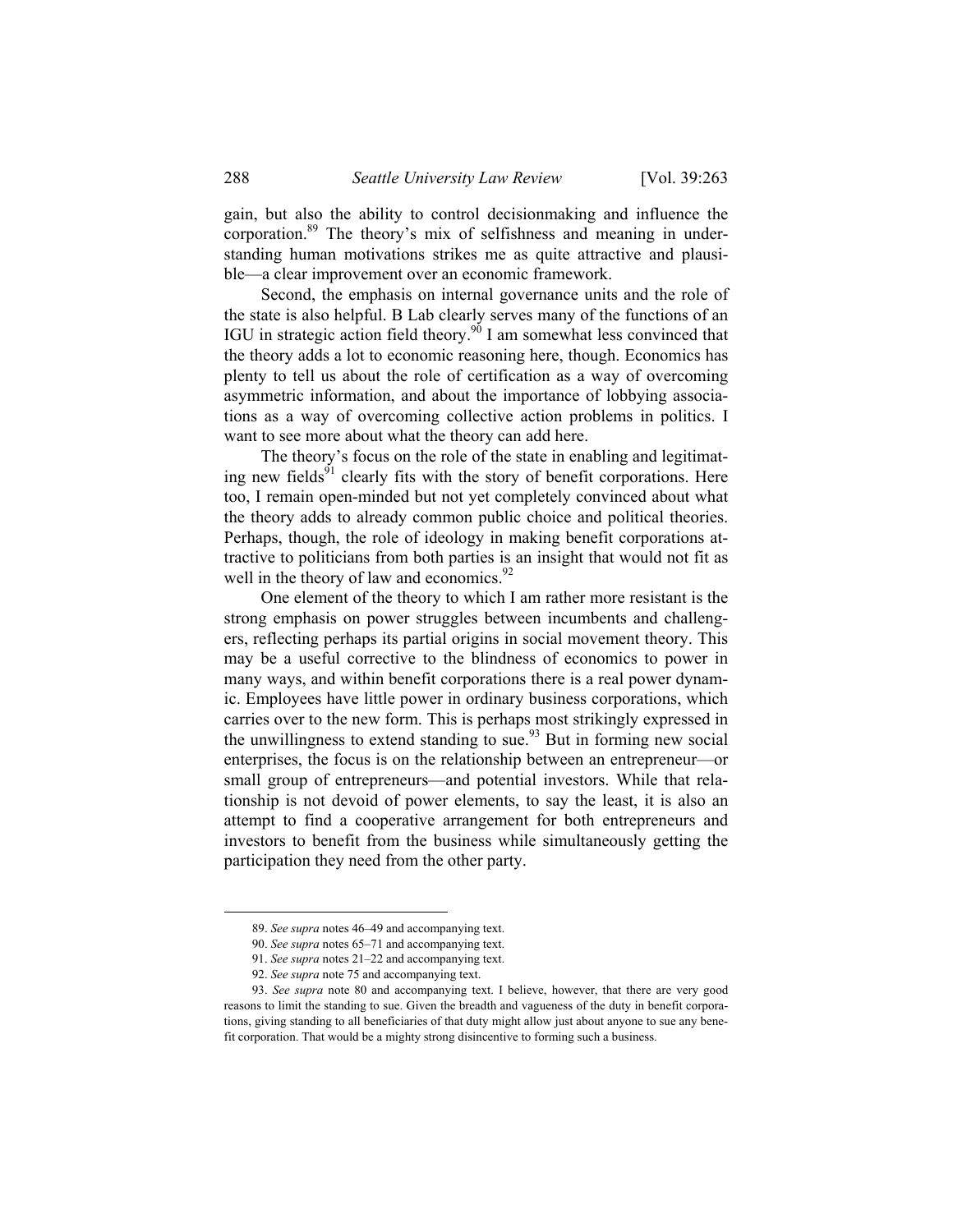gain, but also the ability to control decisionmaking and influence the corporation.[89] The theory's mix of selfishness and meaning in understanding human motivations strikes me as quite attractive and plausible—a clear improvement over an economic framework.

Second, the emphasis on internal governance units and the role of the state is also helpful. B Lab clearly serves many of the functions of an IGU in strategic action field theory.[90] I am somewhat less convinced that the theory adds a lot to economic reasoning here, though. Economics has plenty to tell us about the role of certification as a way of overcoming asymmetric information, and about the importance of lobbying associations as a way of overcoming collective action problems in politics. I want to see more about what the theory can add here.

The theory's focus on the role of the state in enabling and legitimating new fields[91] clearly fits with the story of benefit corporations. Here too, I remain open-minded but not yet completely convinced about what the theory adds to already common public choice and political theories. Perhaps, though, the role of ideology in making benefit corporations attractive to politicians from both parties is an insight that would not fit as well in the theory of law and economics.[92]

One element of the theory to which I am rather more resistant is the strong emphasis on power struggles between incumbents and challengers, reflecting perhaps its partial origins in social movement theory. This may be a useful corrective to the blindness of economics to power in many ways, and within benefit corporations there is a real power dynamic. Employees have little power in ordinary business corporations, which carries over to the new form. This is perhaps most strikingly expressed in the unwillingness to extend standing to sue.[93] But in forming new social enterprises, the focus is on the relationship between an entrepreneur—or small group of entrepreneurs—and potential investors. While that relationship is not devoid of power elements, to say the least, it is also an attempt to find a cooperative arrangement for both entrepreneurs and investors to benefit from the business while simultaneously getting the participation they need from the other party.

---

89. *See supra* notes 46–49 and accompanying text.

90. *See supra* notes 65–71 and accompanying text.

91. *See supra* notes 21–22 and accompanying text.

92. *See supra* note 75 and accompanying text.

93. *See supra* note 80 and accompanying text. I believe, however, that there are very good reasons to limit the standing to sue. Given the breadth and vagueness of the duty in benefit corporations, giving standing to all beneficiaries of that duty might allow just about anyone to sue any benefit corporation. That would be a mighty strong disincentive to forming such a business.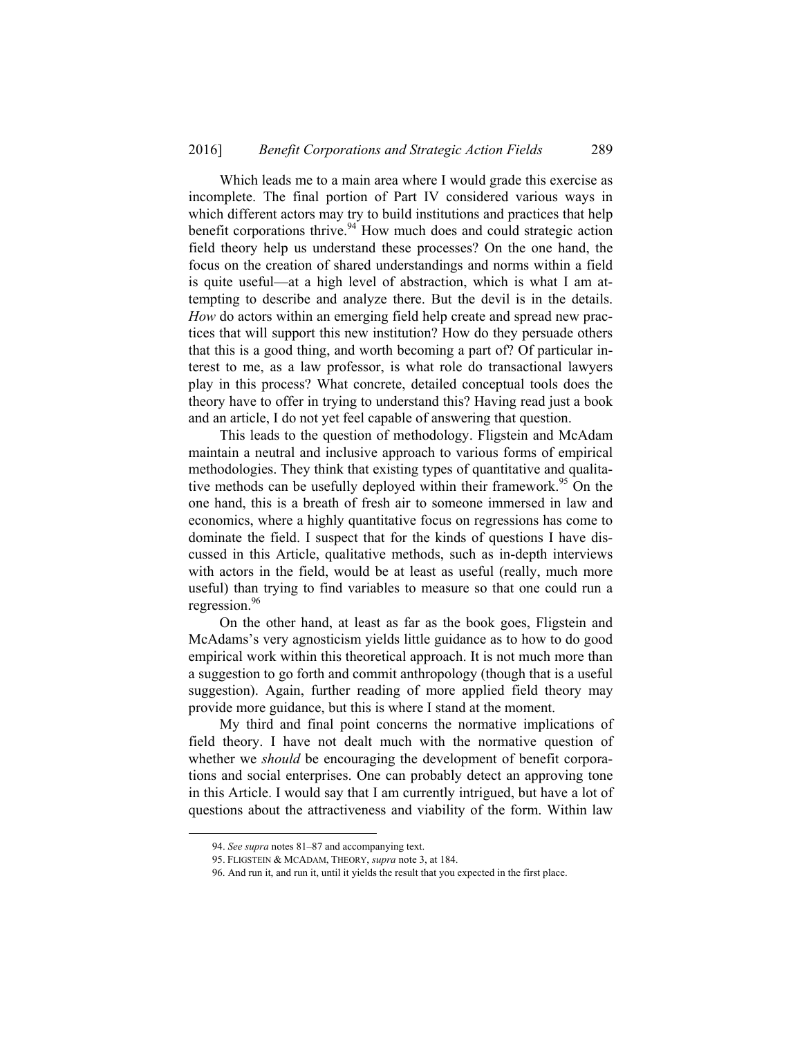Which leads me to a main area where I would grade this exercise as incomplete. The final portion of Part IV considered various ways in which different actors may try to build institutions and practices that help benefit corporations thrive.[94] How much does and could strategic action field theory help us understand these processes? On the one hand, the focus on the creation of shared understandings and norms within a field is quite useful—at a high level of abstraction, which is what I am attempting to describe and analyze there. But the devil is in the details. *How* do actors within an emerging field help create and spread new practices that will support this new institution? How do they persuade others that this is a good thing, and worth becoming a part of? Of particular interest to me, as a law professor, is what role do transactional lawyers play in this process? What concrete, detailed conceptual tools does the theory have to offer in trying to understand this? Having read just a book and an article, I do not yet feel capable of answering that question.

This leads to the question of methodology. Fligstein and McAdam maintain a neutral and inclusive approach to various forms of empirical methodologies. They think that existing types of quantitative and qualitative methods can be usefully deployed within their framework.[95] On the one hand, this is a breath of fresh air to someone immersed in law and economics, where a highly quantitative focus on regressions has come to dominate the field. I suspect that for the kinds of questions I have discussed in this Article, qualitative methods, such as in-depth interviews with actors in the field, would be at least as useful (really, much more useful) than trying to find variables to measure so that one could run a regression.[96]

On the other hand, at least as far as the book goes, Fligstein and McAdams's very agnosticism yields little guidance as to how to do good empirical work within this theoretical approach. It is not much more than a suggestion to go forth and commit anthropology (though that is a useful suggestion). Again, further reading of more applied field theory may provide more guidance, but this is where I stand at the moment.

My third and final point concerns the normative implications of field theory. I have not dealt much with the normative question of whether we *should* be encouraging the development of benefit corporations and social enterprises. One can probably detect an approving tone in this Article. I would say that I am currently intrigued, but have a lot of questions about the attractiveness and viability of the form. Within law

---

94. *See supra* notes 81–87 and accompanying text.

95. FLIGSTEIN & MCADAM, THEORY, *supra* note 3, at 184.

96. And run it, and run it, until it yields the result that you expected in the first place.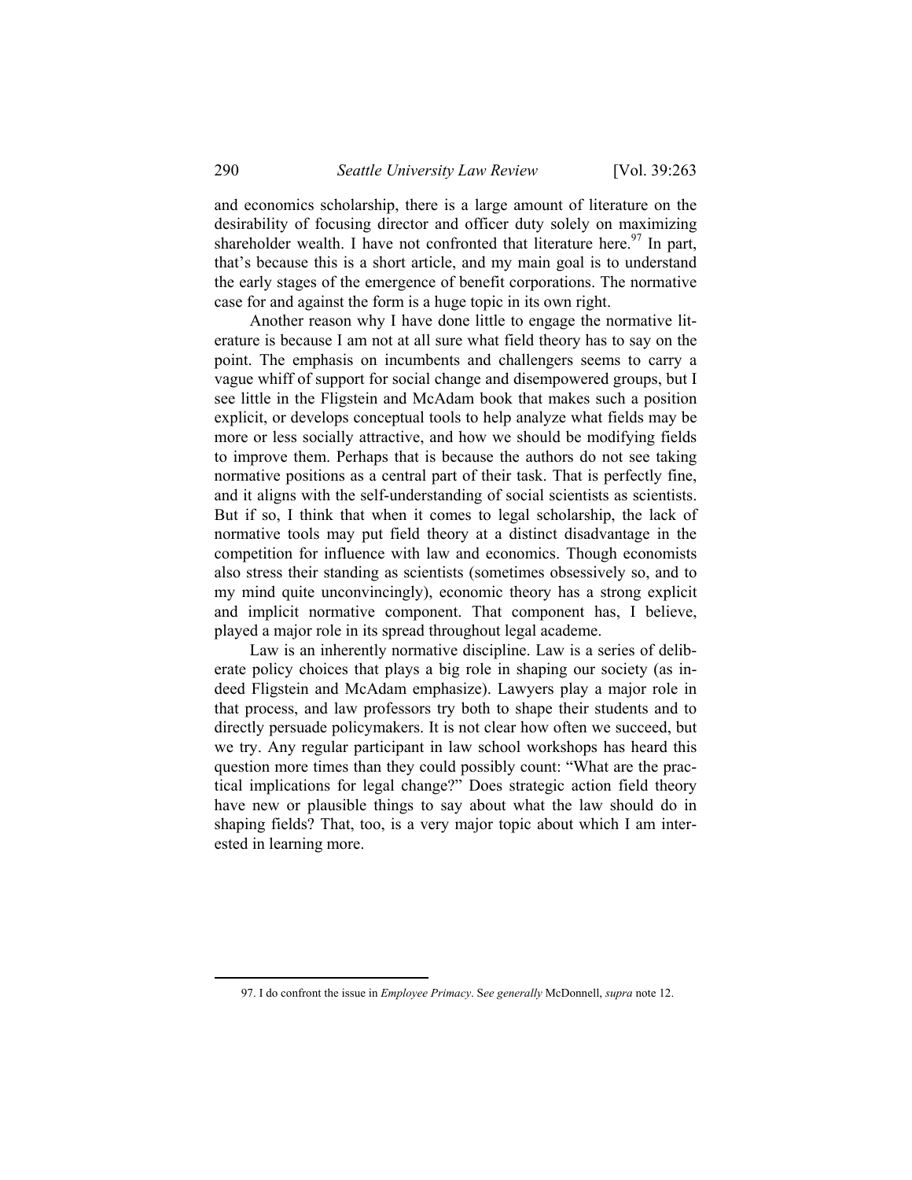and economics scholarship, there is a large amount of literature on the desirability of focusing director and officer duty solely on maximizing shareholder wealth. I have not confronted that literature here.[97] In part, that's because this is a short article, and my main goal is to understand the early stages of the emergence of benefit corporations. The normative case for and against the form is a huge topic in its own right.

Another reason why I have done little to engage the normative literature is because I am not at all sure what field theory has to say on the point. The emphasis on incumbents and challengers seems to carry a vague whiff of support for social change and disempowered groups, but I see little in the Fligstein and McAdam book that makes such a position explicit, or develops conceptual tools to help analyze what fields may be more or less socially attractive, and how we should be modifying fields to improve them. Perhaps that is because the authors do not see taking normative positions as a central part of their task. That is perfectly fine, and it aligns with the self-understanding of social scientists as scientists. But if so, I think that when it comes to legal scholarship, the lack of normative tools may put field theory at a distinct disadvantage in the competition for influence with law and economics. Though economists also stress their standing as scientists (sometimes obsessively so, and to my mind quite unconvincingly), economic theory has a strong explicit and implicit normative component. That component has, I believe, played a major role in its spread throughout legal academe.

Law is an inherently normative discipline. Law is a series of deliberate policy choices that plays a big role in shaping our society (as indeed Fligstein and McAdam emphasize). Lawyers play a major role in that process, and law professors try both to shape their students and to directly persuade policymakers. It is not clear how often we succeed, but we try. Any regular participant in law school workshops has heard this question more times than they could possibly count: "What are the practical implications for legal change?" Does strategic action field theory have new or plausible things to say about what the law should do in shaping fields? That, too, is a very major topic about which I am interested in learning more.

---

97. I do confront the issue in *Employee Primacy*. S*ee generally* McDonnell, *supra* note 12.